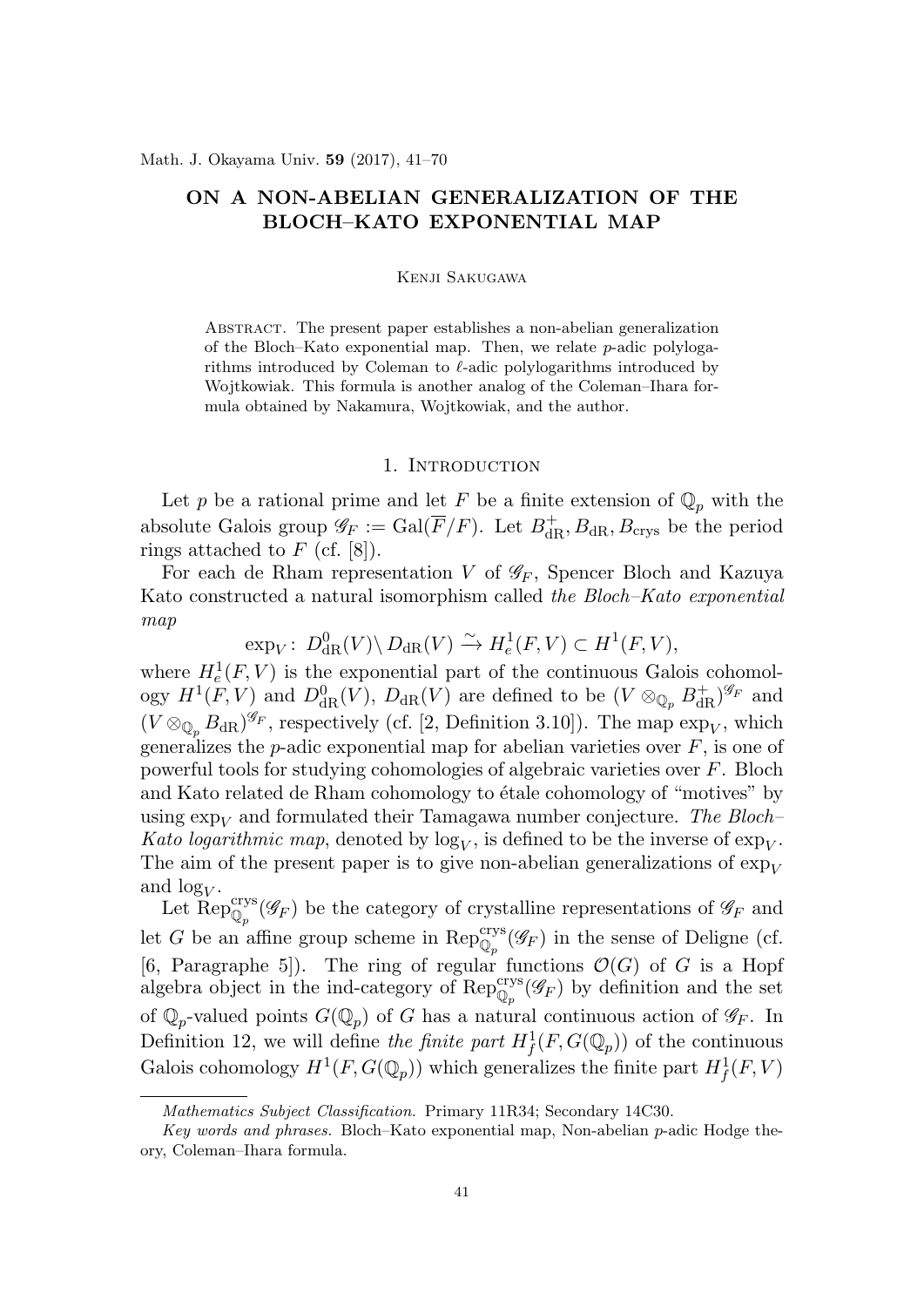# ON A NON-ABELIAN GENERALIZATION OF THE BLOCH–KATO EXPONENTIAL MAP

Kenji Sakugawa

Abstract. The present paper establishes a non-abelian generalization of the Bloch–Kato exponential map. Then, we relate $p$-adic polylogarithms introduced by Coleman to $\ell$-adic polylogarithms introduced by Wojtkowiak. This formula is another analog of the Coleman–Ihara formula obtained by Nakamura, Wojtkowiak, and the author.

## 1. Introduction

Let $p$ be a rational prime and let $F$ be a finite extension of $\mathbb{Q}_p$ with the absolute Galois group $\mathscr{G}_F := \mathrm{Gal}(\overline{F}/F)$. Let $B_{\mathrm{dR}}^+, B_{\mathrm{dR}}, B_{\mathrm{crys}}$ be the period rings attached to $F$ (cf. [8]).

For each de Rham representation $V$ of $\mathscr{G}_F$, Spencer Bloch and Kazuya Kato constructed a natural isomorphism called *the Bloch–Kato exponential map*

$$\exp_V \colon D^0_{\mathrm{dR}}(V)\backslash D_{\mathrm{dR}}(V) \xrightarrow{\sim} H^1_e(F,V) \subset H^1(F,V),$$

where $H^1_e(F,V)$ is the exponential part of the continuous Galois cohomology $H^1(F,V)$ and $D^0_{\mathrm{dR}}(V)$, $D_{\mathrm{dR}}(V)$ are defined to be $(V\otimes_{\mathbb{Q}_p} B^+_{\mathrm{dR}})^{\mathscr{G}_F}$ and $(V\otimes_{\mathbb{Q}_p} B_{\mathrm{dR}})^{\mathscr{G}_F}$, respectively (cf. [2, Definition 3.10]). The map $\exp_V$, which generalizes the $p$-adic exponential map for abelian varieties over $F$, is one of powerful tools for studying cohomologies of algebraic varieties over $F$. Bloch and Kato related de Rham cohomology to étale cohomology of "motives" by using $\exp_V$ and formulated their Tamagawa number conjecture. *The Bloch–Kato logarithmic map*, denoted by $\log_V$, is defined to be the inverse of $\exp_V$. The aim of the present paper is to give non-abelian generalizations of $\exp_V$ and $\log_V$.

Let $\mathrm{Rep}^{\mathrm{crys}}_{\mathbb{Q}_p}(\mathscr{G}_F)$ be the category of crystalline representations of $\mathscr{G}_F$ and let $G$ be an affine group scheme in $\mathrm{Rep}^{\mathrm{crys}}_{\mathbb{Q}_p}(\mathscr{G}_F)$ in the sense of Deligne (cf. [6, Paragraphe 5]). The ring of regular functions $\mathcal{O}(G)$ of $G$ is a Hopf algebra object in the ind-category of $\mathrm{Rep}^{\mathrm{crys}}_{\mathbb{Q}_p}(\mathscr{G}_F)$ by definition and the set of $\mathbb{Q}_p$-valued points $G(\mathbb{Q}_p)$ of $G$ has a natural continuous action of $\mathscr{G}_F$. In Definition 12, we will define *the finite part* $H^1_f(F, G(\mathbb{Q}_p))$ of the continuous Galois cohomology $H^1(F, G(\mathbb{Q}_p))$ which generalizes the finite part $H^1_f(F,V)$

*Mathematics Subject Classification.* Primary 11R34; Secondary 14C30.

*Key words and phrases.* Bloch–Kato exponential map, Non-abelian $p$-adic Hodge theory, Coleman–Ihara formula.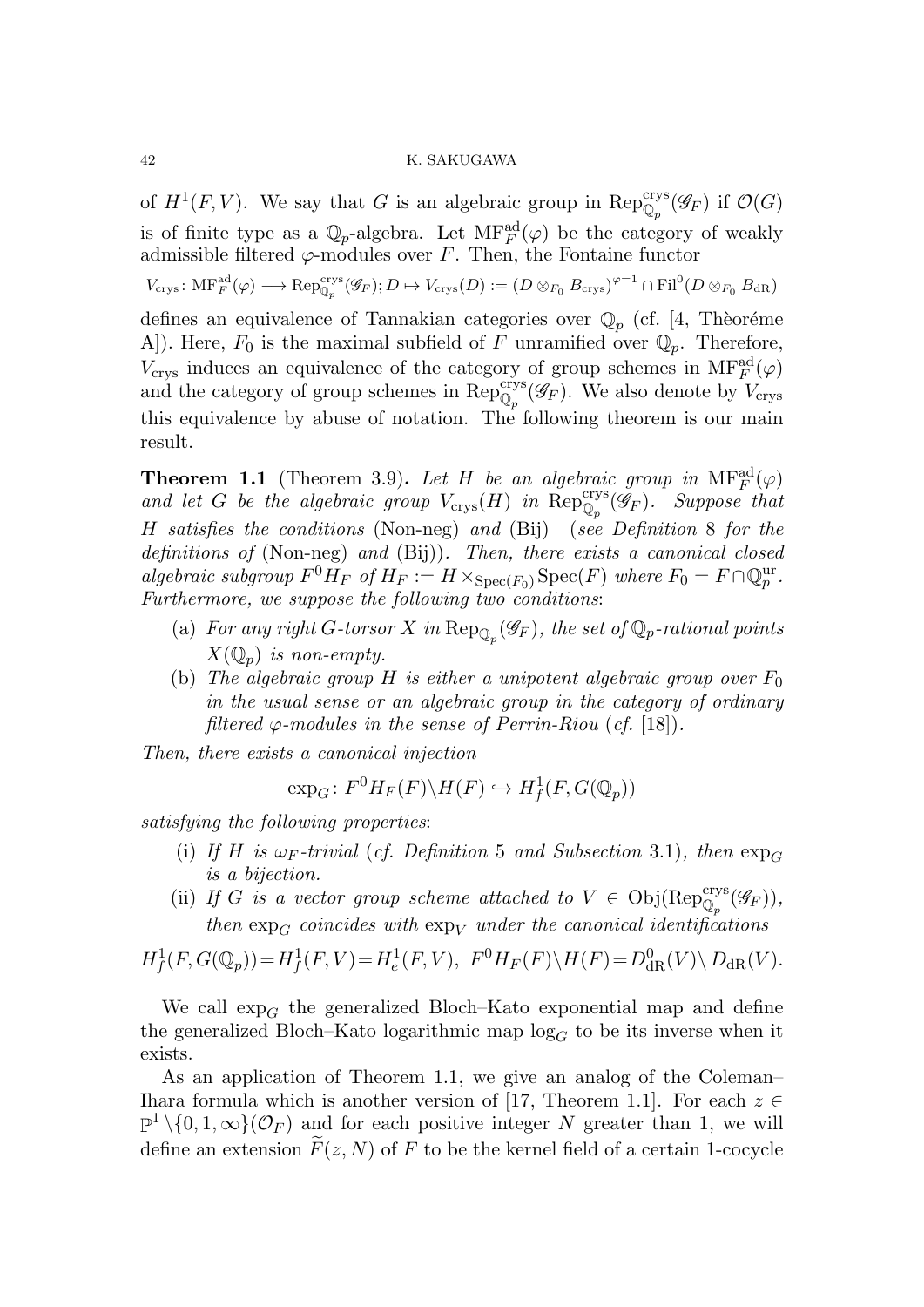of $H^1(F, V)$. We say that $G$ is an algebraic group in $\mathrm{Rep}^{\mathrm{crys}}_{\mathbb{Q}_p}(\mathscr{G}_F)$ if $\mathcal{O}(G)$ is of finite type as a $\mathbb{Q}_p$-algebra. Let $\mathrm{MF}^{\mathrm{ad}}_F(\varphi)$ be the category of weakly admissible filtered $\varphi$-modules over $F$. Then, the Fontaine functor

$$V_{\mathrm{crys}} \colon \mathrm{MF}^{\mathrm{ad}}_F(\varphi) \longrightarrow \mathrm{Rep}^{\mathrm{crys}}_{\mathbb{Q}_p}(\mathscr{G}_F); D \mapsto V_{\mathrm{crys}}(D) := (D \otimes_{F_0} B_{\mathrm{crys}})^{\varphi=1} \cap \mathrm{Fil}^0(D \otimes_{F_0} B_{\mathrm{dR}})$$

defines an equivalence of Tannakian categories over $\mathbb{Q}_p$ (cf. [4, Thèoréme A]). Here, $F_0$ is the maximal subfield of $F$ unramified over $\mathbb{Q}_p$. Therefore, $V_{\mathrm{crys}}$ induces an equivalence of the category of group schemes in $\mathrm{MF}^{\mathrm{ad}}_F(\varphi)$ and the category of group schemes in $\mathrm{Rep}^{\mathrm{crys}}_{\mathbb{Q}_p}(\mathscr{G}_F)$. We also denote by $V_{\mathrm{crys}}$ this equivalence by abuse of notation. The following theorem is our main result.

**Theorem 1.1** (Theorem 3.9)**.** *Let $H$ be an algebraic group in $\mathrm{MF}^{\mathrm{ad}}_F(\varphi)$ and let $G$ be the algebraic group $V_{\mathrm{crys}}(H)$ in $\mathrm{Rep}^{\mathrm{crys}}_{\mathbb{Q}_p}(\mathscr{G}_F)$. Suppose that $H$ satisfies the conditions* (Non-neg) *and* (Bij) (*see Definition* 8 *for the definitions of* (Non-neg) *and* (Bij)). *Then, there exists a canonical closed algebraic subgroup $F^0H_F$ of $H_F := H \times_{\mathrm{Spec}(F_0)} \mathrm{Spec}(F)$ where $F_0 = F \cap \mathbb{Q}_p^{\mathrm{ur}}$. Furthermore, we suppose the following two conditions*:

- (a) *For any right $G$-torsor $X$ in $\mathrm{Rep}_{\mathbb{Q}_p}(\mathscr{G}_F)$, the set of $\mathbb{Q}_p$-rational points $X(\mathbb{Q}_p)$ is non-empty.*
- (b) *The algebraic group $H$ is either a unipotent algebraic group over $F_0$ in the usual sense or an algebraic group in the category of ordinary filtered $\varphi$-modules in the sense of Perrin-Riou* (*cf.* [18]).

*Then, there exists a canonical injection*

$$\exp_G \colon F^0H_F(F)\backslash H(F) \hookrightarrow H^1_f(F, G(\mathbb{Q}_p))$$

*satisfying the following properties*:

- (i) *If $H$ is $\omega_F$-trivial* (*cf. Definition* 5 *and Subsection* 3.1), *then $\exp_G$ is a bijection.*
- (ii) *If $G$ is a vector group scheme attached to $V \in \mathrm{Obj}(\mathrm{Rep}^{\mathrm{crys}}_{\mathbb{Q}_p}(\mathscr{G}_F))$, then $\exp_G$ coincides with $\exp_V$ under the canonical identifications*

$$H^1_f(F, G(\mathbb{Q}_p)) = H^1_f(F, V) = H^1_e(F, V), \ F^0H_F(F)\backslash H(F) = D^0_{\mathrm{dR}}(V) \backslash D_{\mathrm{dR}}(V).$$

We call $\exp_G$ the generalized Bloch–Kato exponential map and define the generalized Bloch–Kato logarithmic map $\log_G$ to be its inverse when it exists.

As an application of Theorem 1.1, we give an analog of the Coleman–Ihara formula which is another version of [17, Theorem 1.1]. For each $z \in \mathbb{P}^1 \backslash \{0, 1, \infty\}(\mathcal{O}_F)$ and for each positive integer $N$ greater than 1, we will define an extension $\widetilde{F}(z, N)$ of $F$ to be the kernel field of a certain 1-cocycle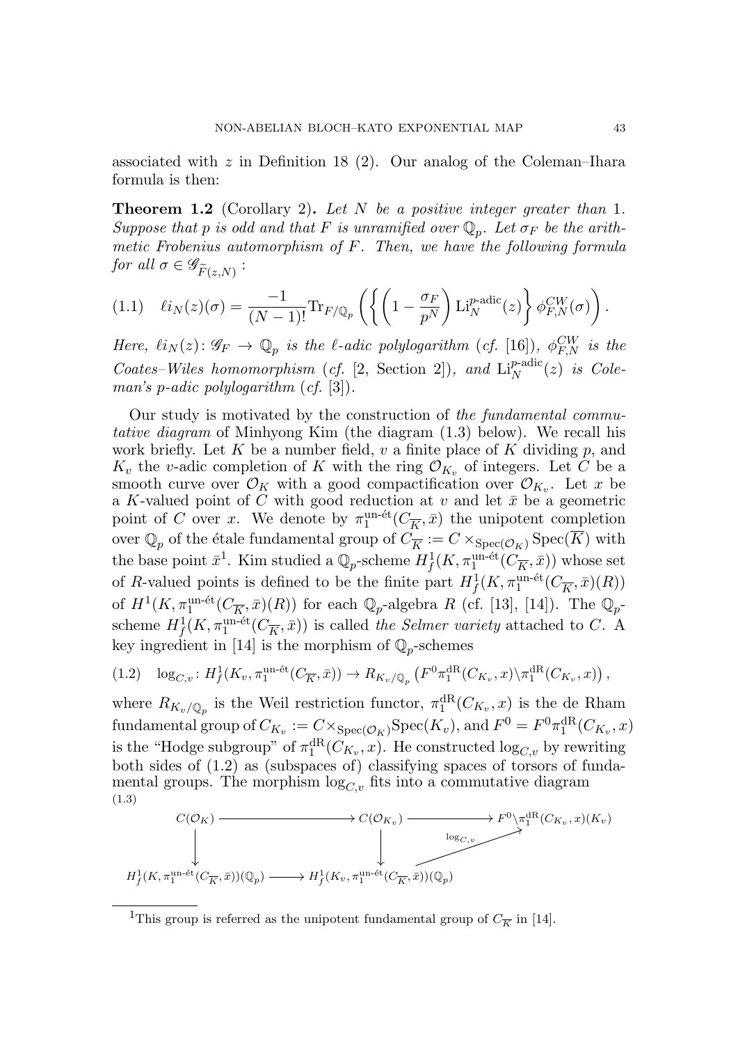associated with $z$ in Definition 18 (2). Our analog of the Coleman–Ihara formula is then:

**Theorem 1.2** (Corollary 2)**.** *Let $N$ be a positive integer greater than 1. Suppose that $p$ is odd and that $F$ is unramified over $\mathbb{Q}_p$. Let $\sigma_F$ be the arithmetic Frobenius automorphism of $F$. Then, we have the following formula for all $\sigma \in \mathscr{G}_{\widetilde{F(z,N)}}$ :*

$$(1.1) \quad \ell i_N(z)(\sigma) = \frac{-1}{(N-1)!} \mathrm{Tr}_{F/\mathbb{Q}_p} \left( \left\{ \left( 1 - \frac{\sigma_F}{p^N} \right) \mathrm{Li}_N^{p\text{-adic}}(z) \right\} \phi_{F,N}^{CW}(\sigma) \right).$$

*Here, $\ell i_N(z) \colon \mathscr{G}_F \to \mathbb{Q}_p$ is the $\ell$-adic polylogarithm* (*cf.* [16])*, $\phi_{F,N}^{CW}$ is the Coates–Wiles homomorphism* (*cf.* [2, Section 2])*, and $\mathrm{Li}_N^{p\text{-adic}}(z)$ is Coleman's $p$-adic polylogarithm* (*cf.* [3])*.*

Our study is motivated by the construction of *the fundamental commutative diagram* of Minhyong Kim (the diagram (1.3) below). We recall his work briefly. Let $K$ be a number field, $v$ a finite place of $K$ dividing $p$, and $K_v$ the $v$-adic completion of $K$ with the ring $\mathcal{O}_{K_v}$ of integers. Let $C$ be a smooth curve over $\mathcal{O}_K$ with a good compactification over $\mathcal{O}_{K_v}$. Let $x$ be a $K$-valued point of $C$ with good reduction at $v$ and let $\bar{x}$ be a geometric point of $C$ over $x$. We denote by $\pi_1^{\text{un-ét}}(C_{\overline{K}}, \bar{x})$ the unipotent completion over $\mathbb{Q}_p$ of the étale fundamental group of $C_{\overline{K}} := C \times_{\mathrm{Spec}(\mathcal{O}_K)} \mathrm{Spec}(\overline{K})$ with the base point $\bar{x}$[1]. Kim studied a $\mathbb{Q}_p$-scheme $H^1_f(K, \pi_1^{\text{un-ét}}(C_{\overline{K}}, \bar{x}))$ whose set of $R$-valued points is defined to be the finite part $H^1_f(K, \pi_1^{\text{un-ét}}(C_{\overline{K}}, \bar{x})(R))$ of $H^1(K, \pi_1^{\text{un-ét}}(C_{\overline{K}}, \bar{x})(R))$ for each $\mathbb{Q}_p$-algebra $R$ (cf. [13], [14]). The $\mathbb{Q}_p$-scheme $H^1_f(K, \pi_1^{\text{un-ét}}(C_{\overline{K}}, \bar{x}))$ is called *the Selmer variety* attached to $C$. A key ingredient in [14] is the morphism of $\mathbb{Q}_p$-schemes

$$(1.2) \quad \log_{C,v} \colon H^1_f(K_v, \pi_1^{\text{un-ét}}(C_{\overline{K}}, \bar{x})) \to R_{K_v/\mathbb{Q}_p} \left( F^0 \pi_1^{\mathrm{dR}}(C_{K_v}, x) \backslash \pi_1^{\mathrm{dR}}(C_{K_v}, x) \right),$$

where $R_{K_v/\mathbb{Q}_p}$ is the Weil restriction functor, $\pi_1^{\mathrm{dR}}(C_{K_v}, x)$ is the de Rham fundamental group of $C_{K_v} := C \times_{\mathrm{Spec}(\mathcal{O}_K)} \mathrm{Spec}(K_v)$, and $F^0 = F^0 \pi_1^{\mathrm{dR}}(C_{K_v}, x)$ is the "Hodge subgroup" of $\pi_1^{\mathrm{dR}}(C_{K_v}, x)$. He constructed $\log_{C,v}$ by rewriting both sides of (1.2) as (subspaces of) classifying spaces of torsors of fundamental groups. The morphism $\log_{C,v}$ fits into a commutative diagram

(1.3)

$$\begin{array}{ccccc}
C(\mathcal{O}_K) & \longrightarrow & C(\mathcal{O}_{K_v}) & \longrightarrow & F^0 \backslash \pi_1^{\mathrm{dR}}(C_{K_v}, x)(K_v) \\
\downarrow & & \downarrow & \nearrow_{\log_{C,v}} & \\
H^1_f(K, \pi_1^{\text{un-ét}}(C_{\overline{K}}, \bar{x}))(\mathbb{Q}_p) & \longrightarrow & H^1_f(K_v, \pi_1^{\text{un-ét}}(C_{\overline{K}}, \bar{x}))(\mathbb{Q}_p) & &
\end{array}$$

[1]This group is referred as the unipotent fundamental group of $C_{\overline{K}}$ in [14].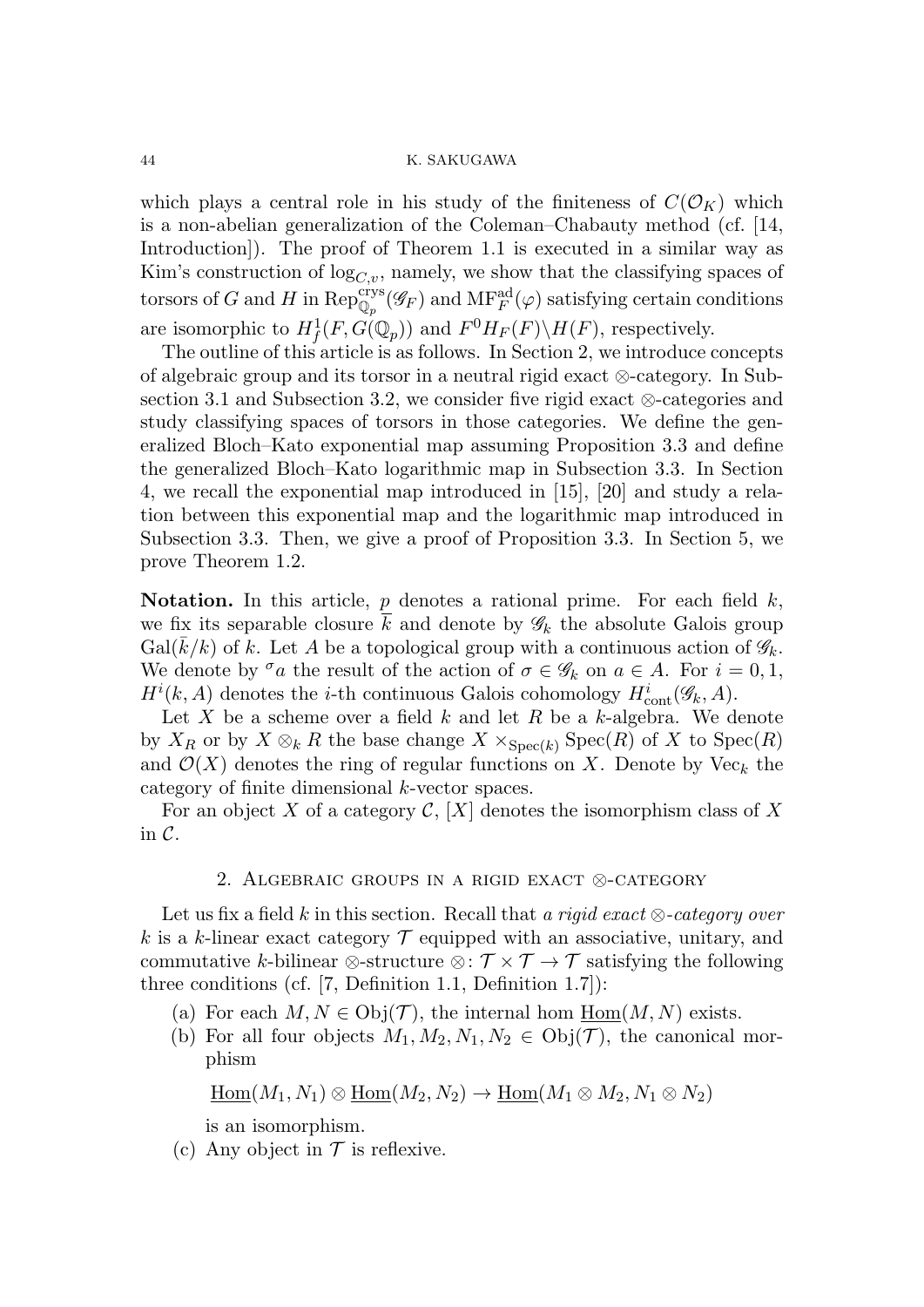which plays a central role in his study of the finiteness of $C(\mathcal{O}_K)$ which is a non-abelian generalization of the Coleman–Chabauty method (cf. [14, Introduction]). The proof of Theorem 1.1 is executed in a similar way as Kim's construction of $\log_{C,v}$, namely, we show that the classifying spaces of torsors of $G$ and $H$ in $\mathrm{Rep}^{\mathrm{crys}}_{\mathbb{Q}_p}(\mathscr{G}_F)$ and $\mathrm{MF}^{\mathrm{ad}}_F(\varphi)$ satisfying certain conditions are isomorphic to $H^1_f(F, G(\mathbb{Q}_p))$ and $F^0H_F(F)\backslash H(F)$, respectively.

The outline of this article is as follows. In Section 2, we introduce concepts of algebraic group and its torsor in a neutral rigid exact $\otimes$-category. In Subsection 3.1 and Subsection 3.2, we consider five rigid exact $\otimes$-categories and study classifying spaces of torsors in those categories. We define the generalized Bloch–Kato exponential map assuming Proposition 3.3 and define the generalized Bloch–Kato logarithmic map in Subsection 3.3. In Section 4, we recall the exponential map introduced in [15], [20] and study a relation between this exponential map and the logarithmic map introduced in Subsection 3.3. Then, we give a proof of Proposition 3.3. In Section 5, we prove Theorem 1.2.

**Notation.** In this article, $p$ denotes a rational prime. For each field $k$, we fix its separable closure $\overline{k}$ and denote by $\mathscr{G}_k$ the absolute Galois group $\mathrm{Gal}(\overline{k}/k)$ of $k$. Let $A$ be a topological group with a continuous action of $\mathscr{G}_k$. We denote by ${}^{\sigma}a$ the result of the action of $\sigma \in \mathscr{G}_k$ on $a \in A$. For $i = 0, 1$, $H^i(k, A)$ denotes the $i$-th continuous Galois cohomology $H^i_{\mathrm{cont}}(\mathscr{G}_k, A)$.

Let $X$ be a scheme over a field $k$ and let $R$ be a $k$-algebra. We denote by $X_R$ or by $X \otimes_k R$ the base change $X \times_{\mathrm{Spec}(k)} \mathrm{Spec}(R)$ of $X$ to $\mathrm{Spec}(R)$ and $\mathcal{O}(X)$ denotes the ring of regular functions on $X$. Denote by $\mathrm{Vec}_k$ the category of finite dimensional $k$-vector spaces.

For an object $X$ of a category $\mathcal{C}$, $[X]$ denotes the isomorphism class of $X$ in $\mathcal{C}$.

## 2. Algebraic groups in a rigid exact $\otimes$-category

Let us fix a field $k$ in this section. Recall that *a rigid exact $\otimes$-category over $k$* is a $k$-linear exact category $\mathcal{T}$ equipped with an associative, unitary, and commutative $k$-bilinear $\otimes$-structure $\otimes\colon \mathcal{T} \times \mathcal{T} \to \mathcal{T}$ satisfying the following three conditions (cf. [7, Definition 1.1, Definition 1.7]):

(a) For each $M, N \in \mathrm{Obj}(\mathcal{T})$, the internal hom $\underline{\mathrm{Hom}}(M, N)$ exists.

(b) For all four objects $M_1, M_2, N_1, N_2 \in \mathrm{Obj}(\mathcal{T})$, the canonical morphism

$$\underline{\mathrm{Hom}}(M_1, N_1) \otimes \underline{\mathrm{Hom}}(M_2, N_2) \to \underline{\mathrm{Hom}}(M_1 \otimes M_2, N_1 \otimes N_2)$$

is an isomorphism.

(c) Any object in $\mathcal{T}$ is reflexive.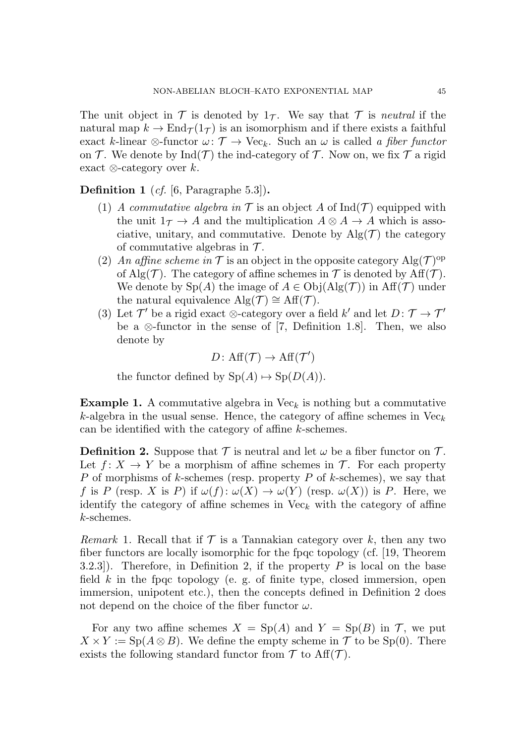The unit object in $\mathcal{T}$ is denoted by $1_{\mathcal{T}}$. We say that $\mathcal{T}$ is *neutral* if the natural map $k \to \mathrm{End}_{\mathcal{T}}(1_{\mathcal{T}})$ is an isomorphism and if there exists a faithful exact $k$-linear $\otimes$-functor $\omega\colon \mathcal{T} \to \mathrm{Vec}_k$. Such an $\omega$ is called *a fiber functor* on $\mathcal{T}$. We denote by $\mathrm{Ind}(\mathcal{T})$ the ind-category of $\mathcal{T}$. Now on, we fix $\mathcal{T}$ a rigid exact $\otimes$-category over $k$.

**Definition 1** (*cf.* [6, Paragraphe 5.3])**.**

1. *A commutative algebra in* $\mathcal{T}$ is an object $A$ of $\mathrm{Ind}(\mathcal{T})$ equipped with the unit $1_{\mathcal{T}} \to A$ and the multiplication $A \otimes A \to A$ which is associative, unitary, and commutative. Denote by $\mathrm{Alg}(\mathcal{T})$ the category of commutative algebras in $\mathcal{T}$.
2. *An affine scheme in* $\mathcal{T}$ is an object in the opposite category $\mathrm{Alg}(\mathcal{T})^{\mathrm{op}}$ of $\mathrm{Alg}(\mathcal{T})$. The category of affine schemes in $\mathcal{T}$ is denoted by $\mathrm{Aff}(\mathcal{T})$. We denote by $\mathrm{Sp}(A)$ the image of $A \in \mathrm{Obj}(\mathrm{Alg}(\mathcal{T}))$ in $\mathrm{Aff}(\mathcal{T})$ under the natural equivalence $\mathrm{Alg}(\mathcal{T}) \cong \mathrm{Aff}(\mathcal{T})$.
3. Let $\mathcal{T}'$ be a rigid exact $\otimes$-category over a field $k'$ and let $D\colon \mathcal{T} \to \mathcal{T}'$ be a $\otimes$-functor in the sense of [7, Definition 1.8]. Then, we also denote by
$$D\colon \mathrm{Aff}(\mathcal{T}) \to \mathrm{Aff}(\mathcal{T}')$$
the functor defined by $\mathrm{Sp}(A) \mapsto \mathrm{Sp}(D(A))$.

**Example 1.** A commutative algebra in $\mathrm{Vec}_k$ is nothing but a commutative $k$-algebra in the usual sense. Hence, the category of affine schemes in $\mathrm{Vec}_k$ can be identified with the category of affine $k$-schemes.

**Definition 2.** Suppose that $\mathcal{T}$ is neutral and let $\omega$ be a fiber functor on $\mathcal{T}$. Let $f\colon X \to Y$ be a morphism of affine schemes in $\mathcal{T}$. For each property $P$ of morphisms of $k$-schemes (resp. property $P$ of $k$-schemes), we say that $f$ is $P$ (resp. $X$ is $P$) if $\omega(f)\colon \omega(X) \to \omega(Y)$ (resp. $\omega(X)$) is $P$. Here, we identify the category of affine schemes in $\mathrm{Vec}_k$ with the category of affine $k$-schemes.

*Remark* 1. Recall that if $\mathcal{T}$ is a Tannakian category over $k$, then any two fiber functors are locally isomorphic for the fpqc topology (cf. [19, Theorem 3.2.3]). Therefore, in Definition 2, if the property $P$ is local on the base field $k$ in the fpqc topology (e. g. of finite type, closed immersion, open immersion, unipotent etc.), then the concepts defined in Definition 2 does not depend on the choice of the fiber functor $\omega$.

For any two affine schemes $X = \mathrm{Sp}(A)$ and $Y = \mathrm{Sp}(B)$ in $\mathcal{T}$, we put $X \times Y := \mathrm{Sp}(A \otimes B)$. We define the empty scheme in $\mathcal{T}$ to be $\mathrm{Sp}(0)$. There exists the following standard functor from $\mathcal{T}$ to $\mathrm{Aff}(\mathcal{T})$.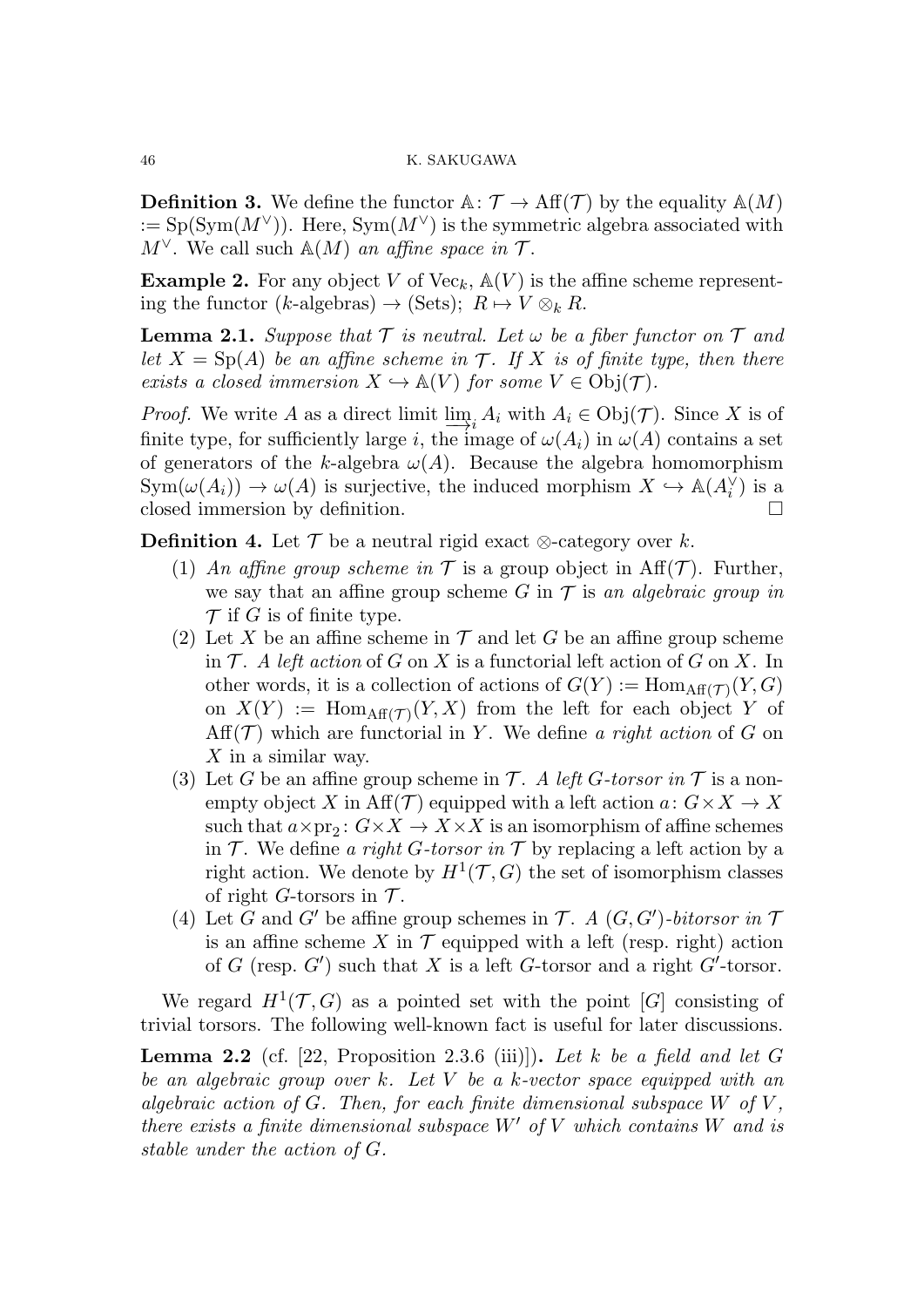**Definition 3.** We define the functor $\mathbb{A}\colon \mathcal{T} \to \mathrm{Aff}(\mathcal{T})$ by the equality $\mathbb{A}(M) := \mathrm{Sp}(\mathrm{Sym}(M^\vee))$. Here, $\mathrm{Sym}(M^\vee)$ is the symmetric algebra associated with $M^\vee$. We call such $\mathbb{A}(M)$ *an affine space in* $\mathcal{T}$.

**Example 2.** For any object $V$ of $\mathrm{Vec}_k$, $\mathbb{A}(V)$ is the affine scheme representing the functor ($k$-algebras) $\to$ (Sets); $R \mapsto V \otimes_k R$.

**Lemma 2.1.** *Suppose that $\mathcal{T}$ is neutral. Let $\omega$ be a fiber functor on $\mathcal{T}$ and let $X = \mathrm{Sp}(A)$ be an affine scheme in $\mathcal{T}$. If $X$ is of finite type, then there exists a closed immersion $X \hookrightarrow \mathbb{A}(V)$ for some $V \in \mathrm{Obj}(\mathcal{T})$.*

*Proof.* We write $A$ as a direct limit $\varinjlim_i A_i$ with $A_i \in \mathrm{Obj}(\mathcal{T})$. Since $X$ is of finite type, for sufficiently large $i$, the image of $\omega(A_i)$ in $\omega(A)$ contains a set of generators of the $k$-algebra $\omega(A)$. Because the algebra homomorphism $\mathrm{Sym}(\omega(A_i)) \to \omega(A)$ is surjective, the induced morphism $X \hookrightarrow \mathbb{A}(A_i^\vee)$ is a closed immersion by definition. $\square$

**Definition 4.** Let $\mathcal{T}$ be a neutral rigid exact $\otimes$-category over $k$.

1. *An affine group scheme in* $\mathcal{T}$ is a group object in $\mathrm{Aff}(\mathcal{T})$. Further, we say that an affine group scheme $G$ in $\mathcal{T}$ is *an algebraic group in* $\mathcal{T}$ if $G$ is of finite type.
2. Let $X$ be an affine scheme in $\mathcal{T}$ and let $G$ be an affine group scheme in $\mathcal{T}$. *A left action* of $G$ on $X$ is a functorial left action of $G$ on $X$. In other words, it is a collection of actions of $G(Y) := \mathrm{Hom}_{\mathrm{Aff}(\mathcal{T})}(Y, G)$ on $X(Y) := \mathrm{Hom}_{\mathrm{Aff}(\mathcal{T})}(Y, X)$ from the left for each object $Y$ of $\mathrm{Aff}(\mathcal{T})$ which are functorial in $Y$. We define *a right action* of $G$ on $X$ in a similar way.
3. Let $G$ be an affine group scheme in $\mathcal{T}$. *A left $G$-torsor in* $\mathcal{T}$ is a non-empty object $X$ in $\mathrm{Aff}(\mathcal{T})$ equipped with a left action $a\colon G\times X \to X$ such that $a\times \mathrm{pr}_2\colon G\times X \to X\times X$ is an isomorphism of affine schemes in $\mathcal{T}$. We define *a right $G$-torsor in* $\mathcal{T}$ by replacing a left action by a right action. We denote by $H^1(\mathcal{T}, G)$ the set of isomorphism classes of right $G$-torsors in $\mathcal{T}$.
4. Let $G$ and $G'$ be affine group schemes in $\mathcal{T}$. *A $(G, G')$-bitorsor in* $\mathcal{T}$ is an affine scheme $X$ in $\mathcal{T}$ equipped with a left (resp. right) action of $G$ (resp. $G'$) such that $X$ is a left $G$-torsor and a right $G'$-torsor.

We regard $H^1(\mathcal{T}, G)$ as a pointed set with the point $[G]$ consisting of trivial torsors. The following well-known fact is useful for later discussions.

**Lemma 2.2** (cf. [22, Proposition 2.3.6 (iii)])**.** *Let $k$ be a field and let $G$ be an algebraic group over $k$. Let $V$ be a $k$-vector space equipped with an algebraic action of $G$. Then, for each finite dimensional subspace $W$ of $V$, there exists a finite dimensional subspace $W'$ of $V$ which contains $W$ and is stable under the action of $G$.*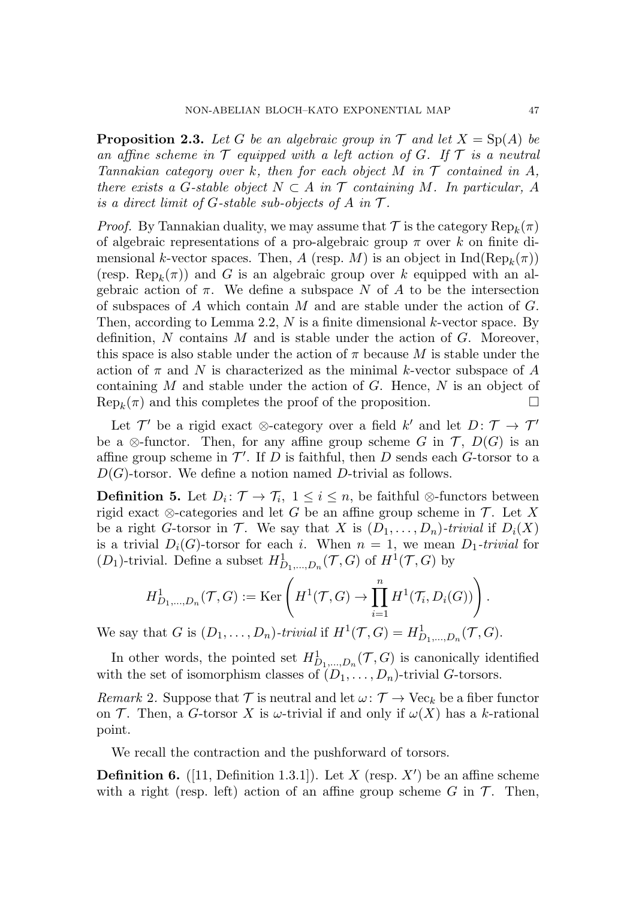**Proposition 2.3.** *Let $G$ be an algebraic group in $\mathcal{T}$ and let $X = \mathrm{Sp}(A)$ be an affine scheme in $\mathcal{T}$ equipped with a left action of $G$. If $\mathcal{T}$ is a neutral Tannakian category over $k$, then for each object $M$ in $\mathcal{T}$ contained in $A$, there exists a $G$-stable object $N \subset A$ in $\mathcal{T}$ containing $M$. In particular, $A$ is a direct limit of $G$-stable sub-objects of $A$ in $\mathcal{T}$.*

*Proof.* By Tannakian duality, we may assume that $\mathcal{T}$ is the category $\mathrm{Rep}_k(\pi)$ of algebraic representations of a pro-algebraic group $\pi$ over $k$ on finite dimensional $k$-vector spaces. Then, $A$ (resp. $M$) is an object in $\mathrm{Ind}(\mathrm{Rep}_k(\pi))$ (resp. $\mathrm{Rep}_k(\pi)$) and $G$ is an algebraic group over $k$ equipped with an algebraic action of $\pi$. We define a subspace $N$ of $A$ to be the intersection of subspaces of $A$ which contain $M$ and are stable under the action of $G$. Then, according to Lemma 2.2, $N$ is a finite dimensional $k$-vector space. By definition, $N$ contains $M$ and is stable under the action of $G$. Moreover, this space is also stable under the action of $\pi$ because $M$ is stable under the action of $\pi$ and $N$ is characterized as the minimal $k$-vector subspace of $A$ containing $M$ and stable under the action of $G$. Hence, $N$ is an object of $\mathrm{Rep}_k(\pi)$ and this completes the proof of the proposition. □

Let $\mathcal{T}'$ be a rigid exact $\otimes$-category over a field $k'$ and let $D\colon \mathcal{T} \to \mathcal{T}'$ be a $\otimes$-functor. Then, for any affine group scheme $G$ in $\mathcal{T}$, $D(G)$ is an affine group scheme in $\mathcal{T}'$. If $D$ is faithful, then $D$ sends each $G$-torsor to a $D(G)$-torsor. We define a notion named $D$-trivial as follows.

**Definition 5.** Let $D_i\colon \mathcal{T} \to \mathcal{T}_i$, $1 \le i \le n$, be faithful $\otimes$-functors between rigid exact $\otimes$-categories and let $G$ be an affine group scheme in $\mathcal{T}$. Let $X$ be a right $G$-torsor in $\mathcal{T}$. We say that $X$ is $(D_1, \ldots, D_n)$*-trivial* if $D_i(X)$ is a trivial $D_i(G)$-torsor for each $i$. When $n = 1$, we mean $D_1$*-trivial* for $(D_1)$-trivial. Define a subset $H^1_{D_1,\ldots,D_n}(\mathcal{T}, G)$ of $H^1(\mathcal{T}, G)$ by

$$H^1_{D_1,\ldots,D_n}(\mathcal{T}, G) := \mathrm{Ker}\left(H^1(\mathcal{T}, G) \to \prod_{i=1}^{n} H^1(\mathcal{T}_i, D_i(G))\right).$$

We say that $G$ is $(D_1, \ldots, D_n)$*-trivial* if $H^1(\mathcal{T}, G) = H^1_{D_1,\ldots,D_n}(\mathcal{T}, G)$.

In other words, the pointed set $H^1_{D_1,\ldots,D_n}(\mathcal{T}, G)$ is canonically identified with the set of isomorphism classes of $(D_1, \ldots, D_n)$-trivial $G$-torsors.

*Remark* 2. Suppose that $\mathcal{T}$ is neutral and let $\omega\colon \mathcal{T} \to \mathrm{Vec}_k$ be a fiber functor on $\mathcal{T}$. Then, a $G$-torsor $X$ is $\omega$-trivial if and only if $\omega(X)$ has a $k$-rational point.

We recall the contraction and the pushforward of torsors.

**Definition 6.** ([11, Definition 1.3.1]). Let $X$ (resp. $X'$) be an affine scheme with a right (resp. left) action of an affine group scheme $G$ in $\mathcal{T}$. Then,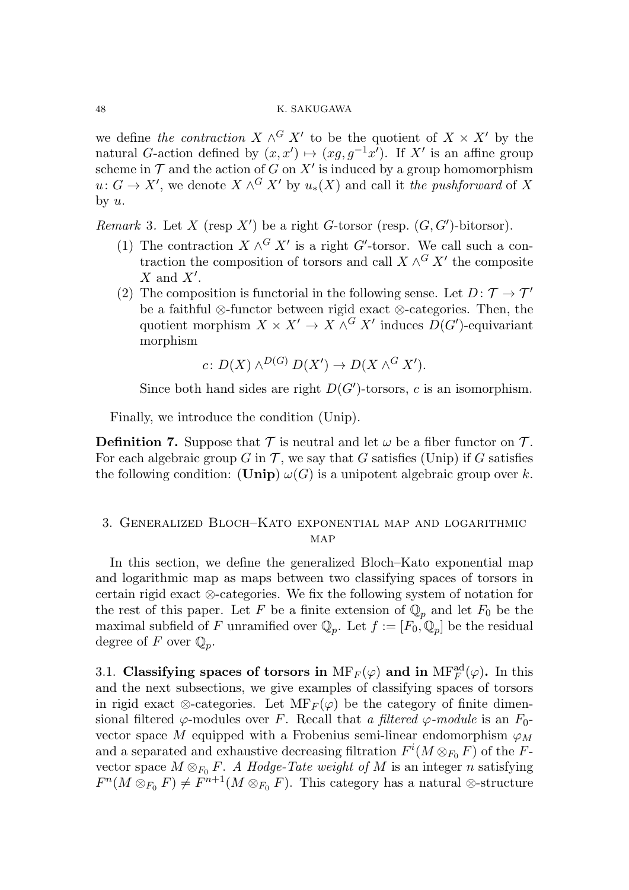we define *the contraction* $X \wedge^G X'$ to be the quotient of $X \times X'$ by the natural $G$-action defined by $(x, x') \mapsto (xg, g^{-1}x')$. If $X'$ is an affine group scheme in $\mathcal{T}$ and the action of $G$ on $X'$ is induced by a group homomorphism $u\colon G \to X'$, we denote $X \wedge^G X'$ by $u_*(X)$ and call it *the pushforward* of $X$ by $u$.

*Remark* 3. Let $X$ (resp $X'$) be a right $G$-torsor (resp. $(G, G')$-bitorsor).

1. The contraction $X \wedge^G X'$ is a right $G'$-torsor. We call such a contraction the composition of torsors and call $X \wedge^G X'$ the composite $X$ and $X'$.
2. The composition is functorial in the following sense. Let $D\colon \mathcal{T} \to \mathcal{T}'$ be a faithful $\otimes$-functor between rigid exact $\otimes$-categories. Then, the quotient morphism $X \times X' \to X \wedge^G X'$ induces $D(G')$-equivariant morphism
$$c\colon D(X) \wedge^{D(G)} D(X') \to D(X \wedge^G X').$$
Since both hand sides are right $D(G')$-torsors, $c$ is an isomorphism.

Finally, we introduce the condition (Unip).

**Definition 7.** Suppose that $\mathcal{T}$ is neutral and let $\omega$ be a fiber functor on $\mathcal{T}$. For each algebraic group $G$ in $\mathcal{T}$, we say that $G$ satisfies (Unip) if $G$ satisfies the following condition: (**Unip**) $\omega(G)$ is a unipotent algebraic group over $k$.

## 3. Generalized Bloch–Kato exponential map and logarithmic map

In this section, we define the generalized Bloch–Kato exponential map and logarithmic map as maps between two classifying spaces of torsors in certain rigid exact $\otimes$-categories. We fix the following system of notation for the rest of this paper. Let $F$ be a finite extension of $\mathbb{Q}_p$ and let $F_0$ be the maximal subfield of $F$ unramified over $\mathbb{Q}_p$. Let $f := [F_0, \mathbb{Q}_p]$ be the residual degree of $F$ over $\mathbb{Q}_p$.

### 3.1. Classifying spaces of torsors in $\mathrm{MF}_F(\varphi)$ and in $\mathrm{MF}_F^{\mathrm{ad}}(\varphi)$.

In this and the next subsections, we give examples of classifying spaces of torsors in rigid exact $\otimes$-categories. Let $\mathrm{MF}_F(\varphi)$ be the category of finite dimensional filtered $\varphi$-modules over $F$. Recall that *a filtered $\varphi$-module* is an $F_0$-vector space $M$ equipped with a Frobenius semi-linear endomorphism $\varphi_M$ and a separated and exhaustive decreasing filtration $F^i(M \otimes_{F_0} F)$ of the $F$-vector space $M \otimes_{F_0} F$. *A Hodge-Tate weight of $M$* is an integer $n$ satisfying $F^n(M \otimes_{F_0} F) \neq F^{n+1}(M \otimes_{F_0} F)$. This category has a natural $\otimes$-structure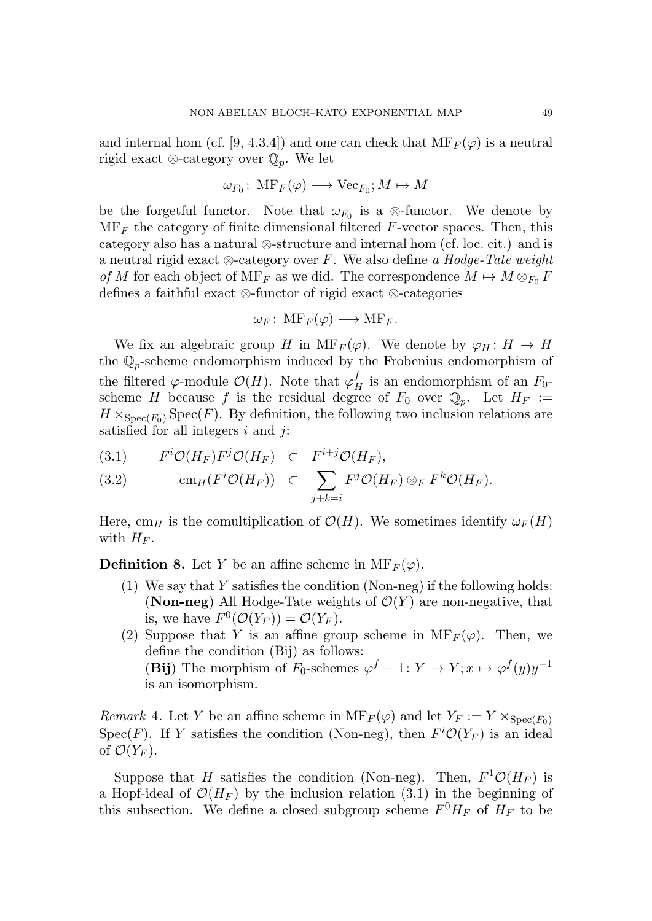and internal hom (cf. [9, 4.3.4]) and one can check that $\mathrm{MF}_F(\varphi)$ is a neutral rigid exact $\otimes$-category over $\mathbb{Q}_p$. We let

$$\omega_{F_0}\colon \mathrm{MF}_F(\varphi) \longrightarrow \mathrm{Vec}_{F_0}; M \mapsto M$$

be the forgetful functor. Note that $\omega_{F_0}$ is a $\otimes$-functor. We denote by $\mathrm{MF}_F$ the category of finite dimensional filtered $F$-vector spaces. Then, this category also has a natural $\otimes$-structure and internal hom (cf. loc. cit.) and is a neutral rigid exact $\otimes$-category over $F$. We also define *a Hodge-Tate weight of* $M$ for each object of $\mathrm{MF}_F$ as we did. The correspondence $M \mapsto M \otimes_{F_0} F$ defines a faithful exact $\otimes$-functor of rigid exact $\otimes$-categories

$$\omega_F\colon \mathrm{MF}_F(\varphi) \longrightarrow \mathrm{MF}_F.$$

We fix an algebraic group $H$ in $\mathrm{MF}_F(\varphi)$. We denote by $\varphi_H\colon H \to H$ the $\mathbb{Q}_p$-scheme endomorphism induced by the Frobenius endomorphism of the filtered $\varphi$-module $\mathcal{O}(H)$. Note that $\varphi_H^f$ is an endomorphism of an $F_0$-scheme $H$ because $f$ is the residual degree of $F_0$ over $\mathbb{Q}_p$. Let $H_F := H \times_{\mathrm{Spec}(F_0)} \mathrm{Spec}(F)$. By definition, the following two inclusion relations are satisfied for all integers $i$ and $j$:

$$F^i\mathcal{O}(H_F)F^j\mathcal{O}(H_F) \subset F^{i+j}\mathcal{O}(H_F), \tag{3.1}$$

$$\mathrm{cm}_H(F^i\mathcal{O}(H_F)) \subset \sum_{j+k=i} F^j\mathcal{O}(H_F) \otimes_F F^k\mathcal{O}(H_F). \tag{3.2}$$

Here, $\mathrm{cm}_H$ is the comultiplication of $\mathcal{O}(H)$. We sometimes identify $\omega_F(H)$ with $H_F$.

**Definition 8.** Let $Y$ be an affine scheme in $\mathrm{MF}_F(\varphi)$.

1. We say that $Y$ satisfies the condition (Non-neg) if the following holds: (**Non-neg**) All Hodge-Tate weights of $\mathcal{O}(Y)$ are non-negative, that is, we have $F^0(\mathcal{O}(Y_F)) = \mathcal{O}(Y_F)$.
2. Suppose that $Y$ is an affine group scheme in $\mathrm{MF}_F(\varphi)$. Then, we define the condition (Bij) as follows: (**Bij**) The morphism of $F_0$-schemes $\varphi^f - 1\colon Y \to Y; x \mapsto \varphi^f(y)y^{-1}$ is an isomorphism.

*Remark* 4. Let $Y$ be an affine scheme in $\mathrm{MF}_F(\varphi)$ and let $Y_F := Y \times_{\mathrm{Spec}(F_0)} \mathrm{Spec}(F)$. If $Y$ satisfies the condition (Non-neg), then $F^i\mathcal{O}(Y_F)$ is an ideal of $\mathcal{O}(Y_F)$.

Suppose that $H$ satisfies the condition (Non-neg). Then, $F^1\mathcal{O}(H_F)$ is a Hopf-ideal of $\mathcal{O}(H_F)$ by the inclusion relation (3.1) in the beginning of this subsection. We define a closed subgroup scheme $F^0H_F$ of $H_F$ to be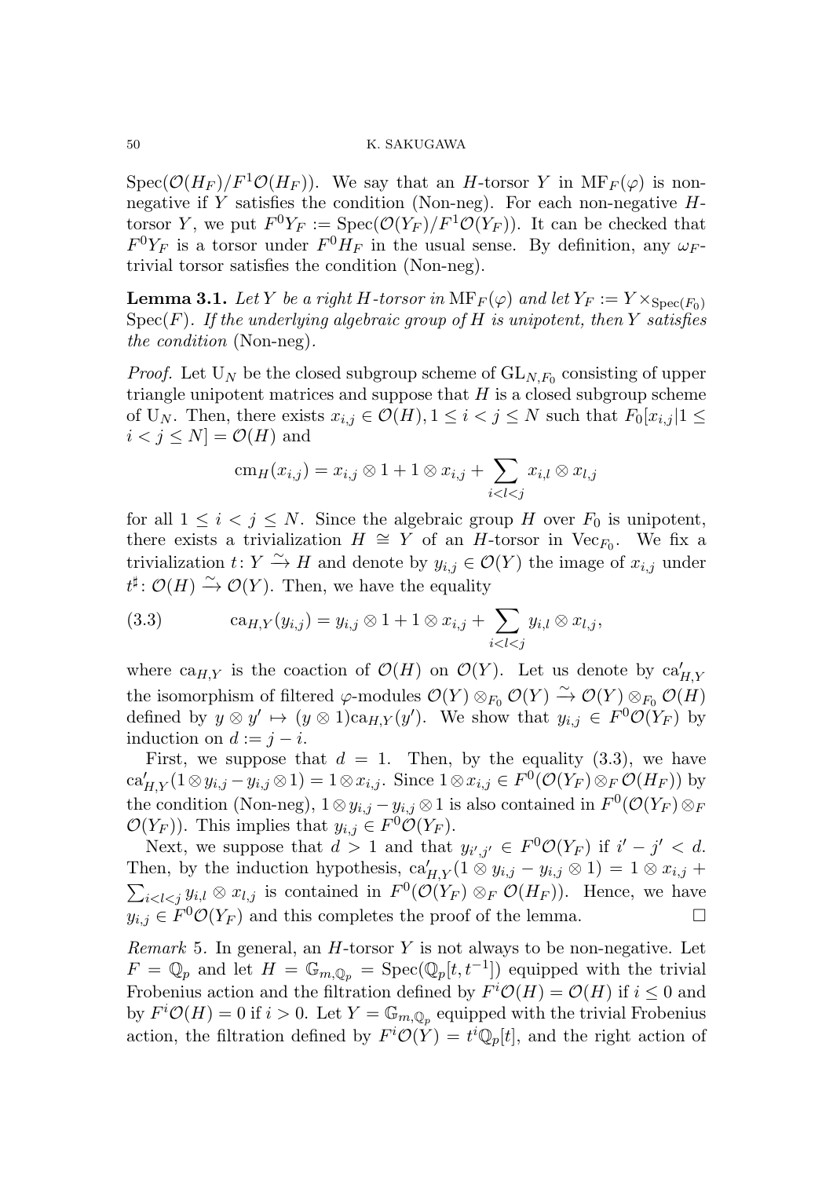$\mathrm{Spec}(\mathcal{O}(H_F)/F^1\mathcal{O}(H_F))$. We say that an $H$-torsor $Y$ in $\mathrm{MF}_F(\varphi)$ is non-negative if $Y$ satisfies the condition (Non-neg). For each non-negative $H$-torsor $Y$, we put $F^0Y_F := \mathrm{Spec}(\mathcal{O}(Y_F)/F^1\mathcal{O}(Y_F))$. It can be checked that $F^0Y_F$ is a torsor under $F^0H_F$ in the usual sense. By definition, any $\omega_F$-trivial torsor satisfies the condition (Non-neg).

**Lemma 3.1.** *Let $Y$ be a right $H$-torsor in $\mathrm{MF}_F(\varphi)$ and let $Y_F := Y \times_{\mathrm{Spec}(F_0)} \mathrm{Spec}(F)$. If the underlying algebraic group of $H$ is unipotent, then $Y$ satisfies the condition* (Non-neg).

*Proof.* Let $\mathrm{U}_N$ be the closed subgroup scheme of $\mathrm{GL}_{N,F_0}$ consisting of upper triangle unipotent matrices and suppose that $H$ is a closed subgroup scheme of $\mathrm{U}_N$. Then, there exists $x_{i,j} \in \mathcal{O}(H), 1 \leq i < j \leq N$ such that $F_0[x_{i,j} | 1 \leq i < j \leq N] = \mathcal{O}(H)$ and

$$\mathrm{cm}_H(x_{i,j}) = x_{i,j} \otimes 1 + 1 \otimes x_{i,j} + \sum_{i<l<j} x_{i,l} \otimes x_{l,j}$$

for all $1 \leq i < j \leq N$. Since the algebraic group $H$ over $F_0$ is unipotent, there exists a trivialization $H \cong Y$ of an $H$-torsor in $\mathrm{Vec}_{F_0}$. We fix a trivialization $t \colon Y \xrightarrow{\sim} H$ and denote by $y_{i,j} \in \mathcal{O}(Y)$ the image of $x_{i,j}$ under $t^\sharp \colon \mathcal{O}(H) \xrightarrow{\sim} \mathcal{O}(Y)$. Then, we have the equality

$$\mathrm{ca}_{H,Y}(y_{i,j}) = y_{i,j} \otimes 1 + 1 \otimes x_{i,j} + \sum_{i<l<j} y_{i,l} \otimes x_{l,j}, \tag{3.3}$$

where $\mathrm{ca}_{H,Y}$ is the coaction of $\mathcal{O}(H)$ on $\mathcal{O}(Y)$. Let us denote by $\mathrm{ca}'_{H,Y}$ the isomorphism of filtered $\varphi$-modules $\mathcal{O}(Y) \otimes_{F_0} \mathcal{O}(Y) \xrightarrow{\sim} \mathcal{O}(Y) \otimes_{F_0} \mathcal{O}(H)$ defined by $y \otimes y' \mapsto (y \otimes 1)\mathrm{ca}_{H,Y}(y')$. We show that $y_{i,j} \in F^0\mathcal{O}(Y_F)$ by induction on $d := j - i$.

First, we suppose that $d = 1$. Then, by the equality (3.3), we have $\mathrm{ca}'_{H,Y}(1 \otimes y_{i,j} - y_{i,j} \otimes 1) = 1 \otimes x_{i,j}$. Since $1 \otimes x_{i,j} \in F^0(\mathcal{O}(Y_F) \otimes_F \mathcal{O}(H_F))$ by the condition (Non-neg), $1 \otimes y_{i,j} - y_{i,j} \otimes 1$ is also contained in $F^0(\mathcal{O}(Y_F) \otimes_F \mathcal{O}(Y_F))$. This implies that $y_{i,j} \in F^0\mathcal{O}(Y_F)$.

Next, we suppose that $d > 1$ and that $y_{i',j'} \in F^0\mathcal{O}(Y_F)$ if $i' - j' < d$. Then, by the induction hypothesis, $\mathrm{ca}'_{H,Y}(1 \otimes y_{i,j} - y_{i,j} \otimes 1) = 1 \otimes x_{i,j} + \sum_{i<l<j} y_{i,l} \otimes x_{l,j}$ is contained in $F^0(\mathcal{O}(Y_F) \otimes_F \mathcal{O}(H_F))$. Hence, we have $y_{i,j} \in F^0\mathcal{O}(Y_F)$ and this completes the proof of the lemma. $\square$

*Remark* 5. In general, an $H$-torsor $Y$ is not always to be non-negative. Let $F = \mathbb{Q}_p$ and let $H = \mathbb{G}_{m,\mathbb{Q}_p} = \mathrm{Spec}(\mathbb{Q}_p[t, t^{-1}])$ equipped with the trivial Frobenius action and the filtration defined by $F^i\mathcal{O}(H) = \mathcal{O}(H)$ if $i \leq 0$ and by $F^i\mathcal{O}(H) = 0$ if $i > 0$. Let $Y = \mathbb{G}_{m,\mathbb{Q}_p}$ equipped with the trivial Frobenius action, the filtration defined by $F^i\mathcal{O}(Y) = t^i\mathbb{Q}_p[t]$, and the right action of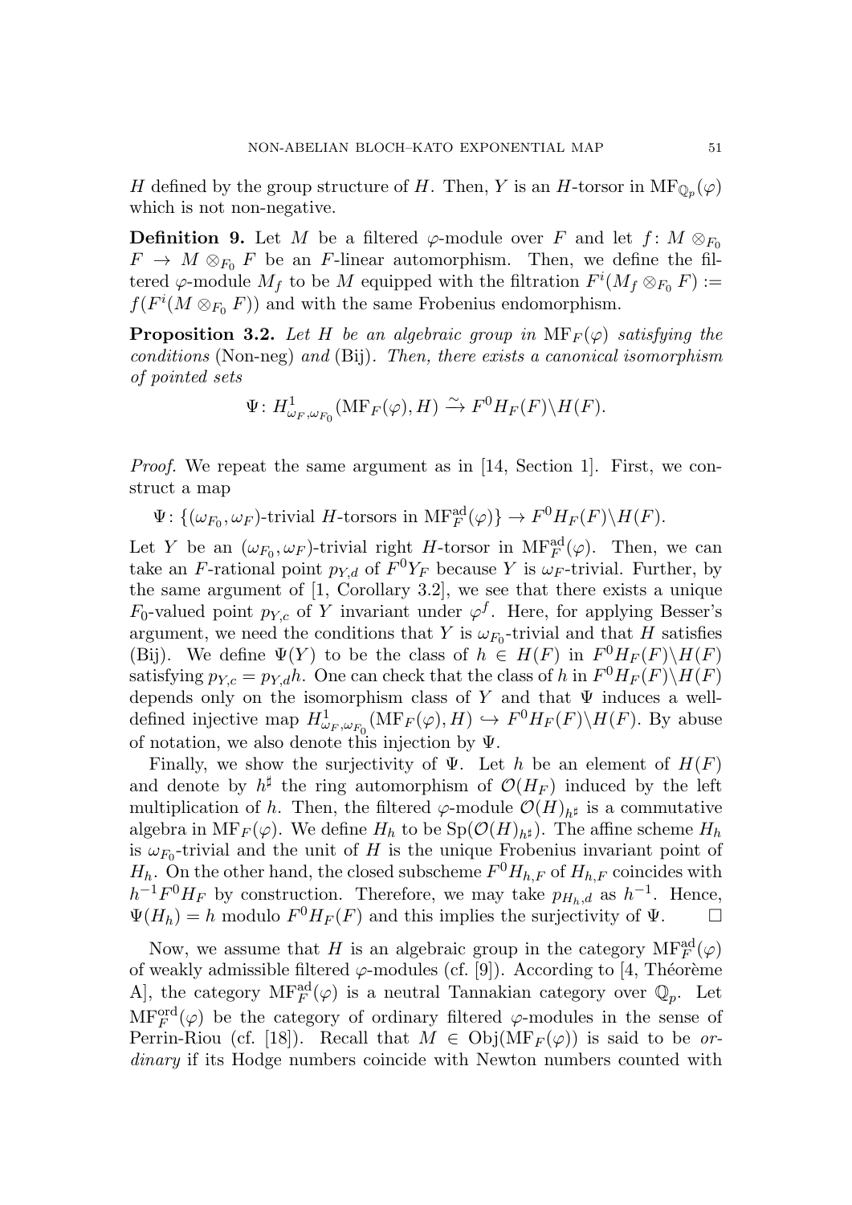$H$ defined by the group structure of $H$. Then, $Y$ is an $H$-torsor in $\mathrm{MF}_{\mathbb{Q}_p}(\varphi)$ which is not non-negative.

**Definition 9.** Let $M$ be a filtered $\varphi$-module over $F$ and let $f\colon M \otimes_{F_0} F \to M \otimes_{F_0} F$ be an $F$-linear automorphism. Then, we define the filtered $\varphi$-module $M_f$ to be $M$ equipped with the filtration $F^i(M_f \otimes_{F_0} F) := f(F^i(M \otimes_{F_0} F))$ and with the same Frobenius endomorphism.

**Proposition 3.2.** *Let $H$ be an algebraic group in $\mathrm{MF}_F(\varphi)$ satisfying the conditions* (Non-neg) *and* (Bij)*. Then, there exists a canonical isomorphism of pointed sets*

$$\Psi\colon H^1_{\omega_F, \omega_{F_0}}(\mathrm{MF}_F(\varphi), H) \xrightarrow{\sim} F^0 H_F(F)\backslash H(F).$$

*Proof.* We repeat the same argument as in [14, Section 1]. First, we construct a map

$$\Psi\colon \{(\omega_{F_0}, \omega_F)\text{-trivial } H\text{-torsors in } \mathrm{MF}^{\mathrm{ad}}_F(\varphi)\} \to F^0 H_F(F)\backslash H(F).$$

Let $Y$ be an $(\omega_{F_0}, \omega_F)$-trivial right $H$-torsor in $\mathrm{MF}^{\mathrm{ad}}_F(\varphi)$. Then, we can take an $F$-rational point $p_{Y,d}$ of $F^0 Y_F$ because $Y$ is $\omega_F$-trivial. Further, by the same argument of [1, Corollary 3.2], we see that there exists a unique $F_0$-valued point $p_{Y,c}$ of $Y$ invariant under $\varphi^f$. Here, for applying Besser's argument, we need the conditions that $Y$ is $\omega_{F_0}$-trivial and that $H$ satisfies (Bij). We define $\Psi(Y)$ to be the class of $h \in H(F)$ in $F^0 H_F(F)\backslash H(F)$ satisfying $p_{Y,c} = p_{Y,d} h$. One can check that the class of $h$ in $F^0 H_F(F)\backslash H(F)$ depends only on the isomorphism class of $Y$ and that $\Psi$ induces a well-defined injective map $H^1_{\omega_F, \omega_{F_0}}(\mathrm{MF}_F(\varphi), H) \hookrightarrow F^0 H_F(F)\backslash H(F)$. By abuse of notation, we also denote this injection by $\Psi$.

Finally, we show the surjectivity of $\Psi$. Let $h$ be an element of $H(F)$ and denote by $h^\sharp$ the ring automorphism of $\mathcal{O}(H_F)$ induced by the left multiplication of $h$. Then, the filtered $\varphi$-module $\mathcal{O}(H)_{h^\sharp}$ is a commutative algebra in $\mathrm{MF}_F(\varphi)$. We define $H_h$ to be $\mathrm{Sp}(\mathcal{O}(H)_{h^\sharp})$. The affine scheme $H_h$ is $\omega_{F_0}$-trivial and the unit of $H$ is the unique Frobenius invariant point of $H_h$. On the other hand, the closed subscheme $F^0 H_{h,F}$ of $H_{h,F}$ coincides with $h^{-1} F^0 H_F$ by construction. Therefore, we may take $p_{H_h,d}$ as $h^{-1}$. Hence, $\Psi(H_h) = h$ modulo $F^0 H_F(F)$ and this implies the surjectivity of $\Psi$. $\square$

Now, we assume that $H$ is an algebraic group in the category $\mathrm{MF}^{\mathrm{ad}}_F(\varphi)$ of weakly admissible filtered $\varphi$-modules (cf. [9]). According to [4, Théorème A], the category $\mathrm{MF}^{\mathrm{ad}}_F(\varphi)$ is a neutral Tannakian category over $\mathbb{Q}_p$. Let $\mathrm{MF}^{\mathrm{ord}}_F(\varphi)$ be the category of ordinary filtered $\varphi$-modules in the sense of Perrin-Riou (cf. [18]). Recall that $M \in \mathrm{Obj}(\mathrm{MF}_F(\varphi))$ is said to be *ordinary* if its Hodge numbers coincide with Newton numbers counted with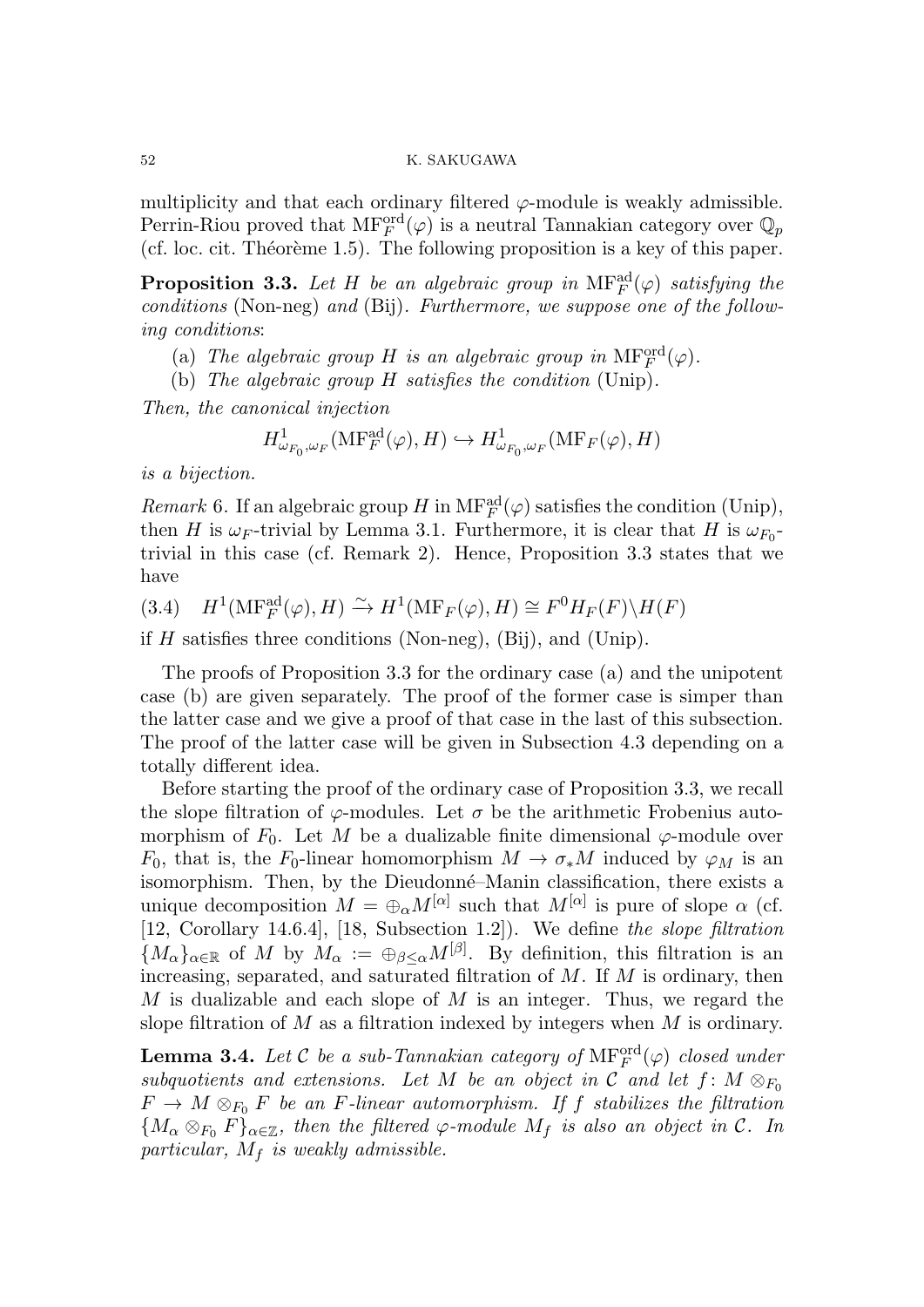multiplicity and that each ordinary filtered $\varphi$-module is weakly admissible. Perrin-Riou proved that $\mathrm{MF}_F^{\mathrm{ord}}(\varphi)$ is a neutral Tannakian category over $\mathbb{Q}_p$ (cf. loc. cit. Théorème 1.5). The following proposition is a key of this paper.

**Proposition 3.3.** *Let $H$ be an algebraic group in $\mathrm{MF}_F^{\mathrm{ad}}(\varphi)$ satisfying the conditions* (Non-neg) *and* (Bij). *Furthermore, we suppose one of the following conditions*:

(a) *The algebraic group $H$ is an algebraic group in $\mathrm{MF}_F^{\mathrm{ord}}(\varphi)$.*

(b) *The algebraic group $H$ satisfies the condition* (Unip).

*Then, the canonical injection*

$$H^1_{\omega_{F_0},\omega_F}(\mathrm{MF}_F^{\mathrm{ad}}(\varphi), H) \hookrightarrow H^1_{\omega_{F_0},\omega_F}(\mathrm{MF}_F(\varphi), H)$$

*is a bijection.*

*Remark* 6. If an algebraic group $H$ in $\mathrm{MF}_F^{\mathrm{ad}}(\varphi)$ satisfies the condition (Unip), then $H$ is $\omega_F$-trivial by Lemma 3.1. Furthermore, it is clear that $H$ is $\omega_{F_0}$-trivial in this case (cf. Remark 2). Hence, Proposition 3.3 states that we have

$$H^1(\mathrm{MF}_F^{\mathrm{ad}}(\varphi), H) \xrightarrow{\sim} H^1(\mathrm{MF}_F(\varphi), H) \cong F^0 H_F(F) \backslash H(F) \tag{3.4}$$

if $H$ satisfies three conditions (Non-neg), (Bij), and (Unip).

The proofs of Proposition 3.3 for the ordinary case (a) and the unipotent case (b) are given separately. The proof of the former case is simper than the latter case and we give a proof of that case in the last of this subsection. The proof of the latter case will be given in Subsection 4.3 depending on a totally different idea.

Before starting the proof of the ordinary case of Proposition 3.3, we recall the slope filtration of $\varphi$-modules. Let $\sigma$ be the arithmetic Frobenius automorphism of $F_0$. Let $M$ be a dualizable finite dimensional $\varphi$-module over $F_0$, that is, the $F_0$-linear homomorphism $M \to \sigma_* M$ induced by $\varphi_M$ is an isomorphism. Then, by the Dieudonné–Manin classification, there exists a unique decomposition $M = \oplus_\alpha M^{[\alpha]}$ such that $M^{[\alpha]}$ is pure of slope $\alpha$ (cf. [12, Corollary 14.6.4], [18, Subsection 1.2]). We define *the slope filtration* $\{M_\alpha\}_{\alpha \in \mathbb{R}}$ of $M$ by $M_\alpha := \oplus_{\beta \le \alpha} M^{[\beta]}$. By definition, this filtration is an increasing, separated, and saturated filtration of $M$. If $M$ is ordinary, then $M$ is dualizable and each slope of $M$ is an integer. Thus, we regard the slope filtration of $M$ as a filtration indexed by integers when $M$ is ordinary.

**Lemma 3.4.** *Let $\mathcal{C}$ be a sub-Tannakian category of $\mathrm{MF}_F^{\mathrm{ord}}(\varphi)$ closed under subquotients and extensions. Let $M$ be an object in $\mathcal{C}$ and let $f \colon M \otimes_{F_0} F \to M \otimes_{F_0} F$ be an $F$-linear automorphism. If $f$ stabilizes the filtration $\{M_\alpha \otimes_{F_0} F\}_{\alpha \in \mathbb{Z}}$, then the filtered $\varphi$-module $M_f$ is also an object in $\mathcal{C}$. In particular, $M_f$ is weakly admissible.*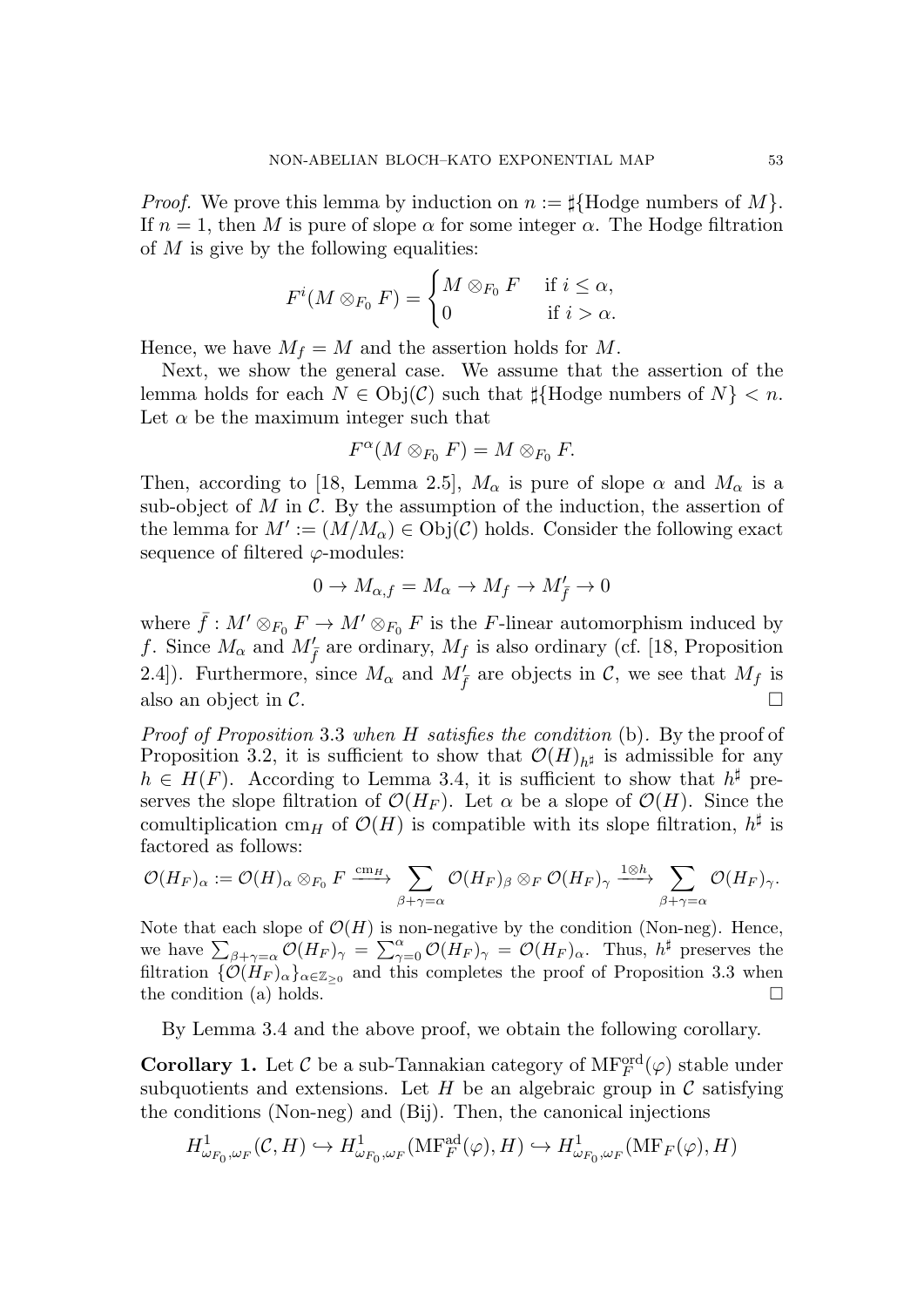*Proof.* We prove this lemma by induction on $n := \sharp\{\text{Hodge numbers of } M\}$. If $n = 1$, then $M$ is pure of slope $\alpha$ for some integer $\alpha$. The Hodge filtration of $M$ is give by the following equalities:

$$F^i(M \otimes_{F_0} F) = \begin{cases} M \otimes_{F_0} F & \text{if } i \leq \alpha, \\ 0 & \text{if } i > \alpha. \end{cases}$$

Hence, we have $M_f = M$ and the assertion holds for $M$.

Next, we show the general case. We assume that the assertion of the lemma holds for each $N \in \mathrm{Obj}(\mathcal{C})$ such that $\sharp\{\text{Hodge numbers of } N\} < n$. Let $\alpha$ be the maximum integer such that

$$F^\alpha(M \otimes_{F_0} F) = M \otimes_{F_0} F.$$

Then, according to [18, Lemma 2.5], $M_\alpha$ is pure of slope $\alpha$ and $M_\alpha$ is a sub-object of $M$ in $\mathcal{C}$. By the assumption of the induction, the assertion of the lemma for $M' := (M/M_\alpha) \in \mathrm{Obj}(\mathcal{C})$ holds. Consider the following exact sequence of filtered $\varphi$-modules:

$$0 \to M_{\alpha,f} = M_\alpha \to M_f \to M'_{\bar{f}} \to 0$$

where $\bar{f} : M' \otimes_{F_0} F \to M' \otimes_{F_0} F$ is the $F$-linear automorphism induced by $f$. Since $M_\alpha$ and $M'_{\bar{f}}$ are ordinary, $M_f$ is also ordinary (cf. [18, Proposition 2.4]). Furthermore, since $M_\alpha$ and $M'_{\bar{f}}$ are objects in $\mathcal{C}$, we see that $M_f$ is also an object in $\mathcal{C}$. $\square$

*Proof of Proposition* 3.3 *when $H$ satisfies the condition* (b). By the proof of Proposition 3.2, it is sufficient to show that $\mathcal{O}(H)_{h^\sharp}$ is admissible for any $h \in H(F)$. According to Lemma 3.4, it is sufficient to show that $h^\sharp$ preserves the slope filtration of $\mathcal{O}(H_F)$. Let $\alpha$ be a slope of $\mathcal{O}(H)$. Since the comultiplication $\mathrm{cm}_H$ of $\mathcal{O}(H)$ is compatible with its slope filtration, $h^\sharp$ is factored as follows:

$$\mathcal{O}(H_F)_\alpha := \mathcal{O}(H)_\alpha \otimes_{F_0} F \xrightarrow{\mathrm{cm}_H} \sum_{\beta+\gamma=\alpha} \mathcal{O}(H_F)_\beta \otimes_F \mathcal{O}(H_F)_\gamma \xrightarrow{1\otimes h} \sum_{\beta+\gamma=\alpha} \mathcal{O}(H_F)_\gamma.$$

Note that each slope of $\mathcal{O}(H)$ is non-negative by the condition (Non-neg). Hence, we have $\sum_{\beta+\gamma=\alpha} \mathcal{O}(H_F)_\gamma = \sum_{\gamma=0}^{\alpha} \mathcal{O}(H_F)_\gamma = \mathcal{O}(H_F)_\alpha$. Thus, $h^\sharp$ preserves the filtration $\{\mathcal{O}(H_F)_\alpha\}_{\alpha\in\mathbb{Z}_{\geq 0}}$ and this completes the proof of Proposition 3.3 when the condition (a) holds. $\square$

By Lemma 3.4 and the above proof, we obtain the following corollary.

**Corollary 1.** Let $\mathcal{C}$ be a sub-Tannakian category of $\mathrm{MF}_F^{\mathrm{ord}}(\varphi)$ stable under subquotients and extensions. Let $H$ be an algebraic group in $\mathcal{C}$ satisfying the conditions (Non-neg) and (Bij). Then, the canonical injections

$$H^1_{\omega_{F_0},\omega_F}(\mathcal{C}, H) \hookrightarrow H^1_{\omega_{F_0},\omega_F}(\mathrm{MF}_F^{\mathrm{ad}}(\varphi), H) \hookrightarrow H^1_{\omega_{F_0},\omega_F}(\mathrm{MF}_F(\varphi), H)$$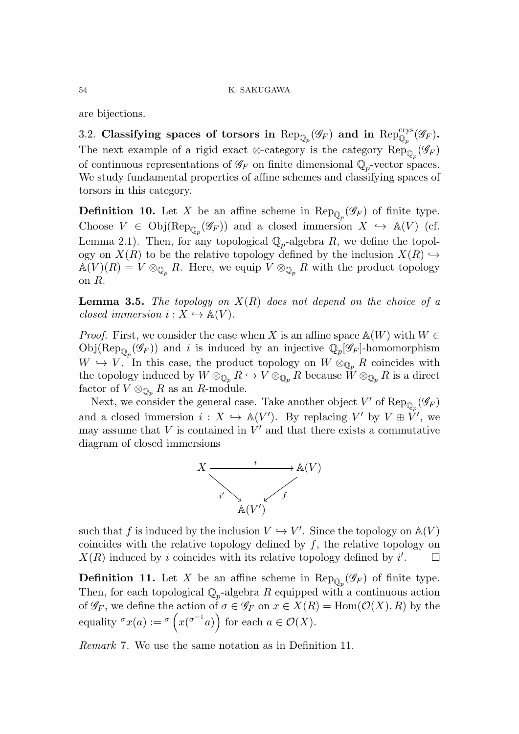are bijections.

### 3.2. Classifying spaces of torsors in $\mathrm{Rep}_{\mathbb{Q}_p}(\mathscr{G}_F)$ and in $\mathrm{Rep}^{\mathrm{crys}}_{\mathbb{Q}_p}(\mathscr{G}_F)$.

The next example of a rigid exact $\otimes$-category is the category $\mathrm{Rep}_{\mathbb{Q}_p}(\mathscr{G}_F)$ of continuous representations of $\mathscr{G}_F$ on finite dimensional $\mathbb{Q}_p$-vector spaces. We study fundamental properties of affine schemes and classifying spaces of torsors in this category.

**Definition 10.** Let $X$ be an affine scheme in $\mathrm{Rep}_{\mathbb{Q}_p}(\mathscr{G}_F)$ of finite type. Choose $V \in \mathrm{Obj}(\mathrm{Rep}_{\mathbb{Q}_p}(\mathscr{G}_F))$ and a closed immersion $X \hookrightarrow \mathbb{A}(V)$ (cf. Lemma 2.1). Then, for any topological $\mathbb{Q}_p$-algebra $R$, we define the topology on $X(R)$ to be the relative topology defined by the inclusion $X(R) \hookrightarrow \mathbb{A}(V)(R) = V \otimes_{\mathbb{Q}_p} R$. Here, we equip $V \otimes_{\mathbb{Q}_p} R$ with the product topology on $R$.

**Lemma 3.5.** *The topology on $X(R)$ does not depend on the choice of a closed immersion $i : X \hookrightarrow \mathbb{A}(V)$.*

*Proof.* First, we consider the case when $X$ is an affine space $\mathbb{A}(W)$ with $W \in \mathrm{Obj}(\mathrm{Rep}_{\mathbb{Q}_p}(\mathscr{G}_F))$ and $i$ is induced by an injective $\mathbb{Q}_p[\mathscr{G}_F]$-homomorphism $W \hookrightarrow V$. In this case, the product topology on $W \otimes_{\mathbb{Q}_p} R$ coincides with the topology induced by $W \otimes_{\mathbb{Q}_p} R \hookrightarrow V \otimes_{\mathbb{Q}_p} R$ because $W \otimes_{\mathbb{Q}_p} R$ is a direct factor of $V \otimes_{\mathbb{Q}_p} R$ as an $R$-module.

Next, we consider the general case. Take another object $V'$ of $\mathrm{Rep}_{\mathbb{Q}_p}(\mathscr{G}_F)$ and a closed immersion $i : X \hookrightarrow \mathbb{A}(V')$. By replacing $V'$ by $V \oplus V'$, we may assume that $V$ is contained in $V'$ and that there exists a commutative diagram of closed immersions

$$\begin{array}{ccc} X & \xrightarrow{\quad i \quad} & \mathbb{A}(V) \\ & {\scriptstyle i'} \searrow \quad \swarrow {\scriptstyle f} & \\ & \mathbb{A}(V') & \end{array}$$

such that $f$ is induced by the inclusion $V \hookrightarrow V'$. Since the topology on $\mathbb{A}(V)$ coincides with the relative topology defined by $f$, the relative topology on $X(R)$ induced by $i$ coincides with its relative topology defined by $i'$. $\square$

**Definition 11.** Let $X$ be an affine scheme in $\mathrm{Rep}_{\mathbb{Q}_p}(\mathscr{G}_F)$ of finite type. Then, for each topological $\mathbb{Q}_p$-algebra $R$ equipped with a continuous action of $\mathscr{G}_F$, we define the action of $\sigma \in \mathscr{G}_F$ on $x \in X(R) = \mathrm{Hom}(\mathcal{O}(X), R)$ by the equality ${}^{\sigma}x(a) := {}^{\sigma}\left(x({}^{\sigma^{-1}}a)\right)$ for each $a \in \mathcal{O}(X)$.

*Remark* 7. We use the same notation as in Definition 11.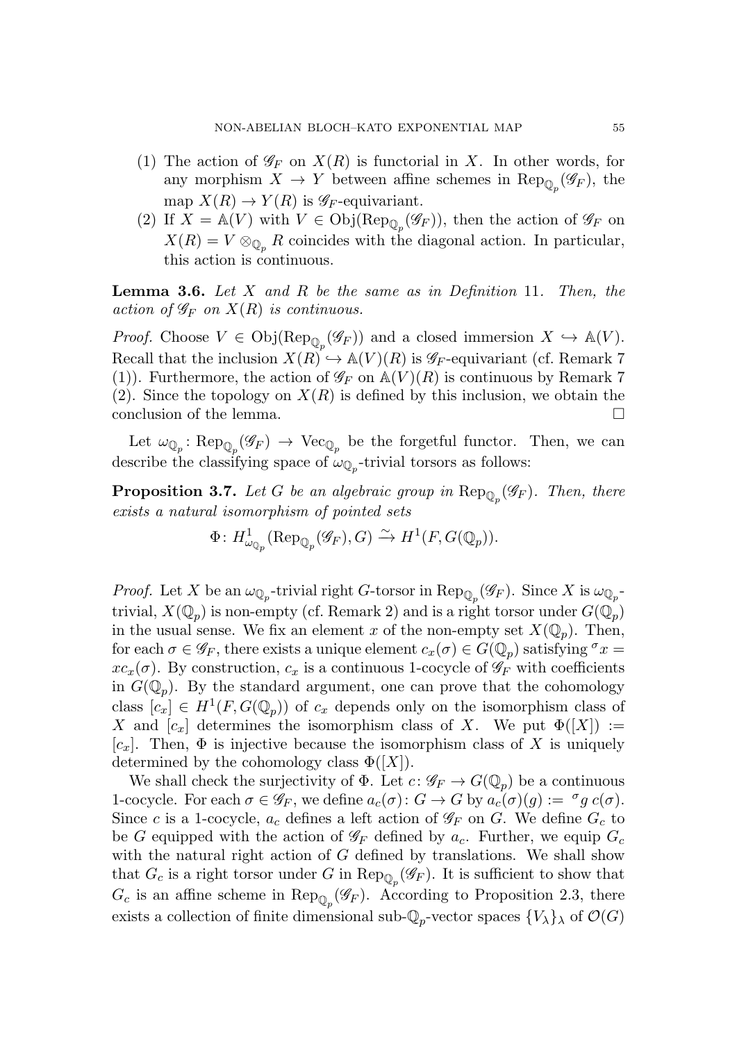(1) The action of $\mathscr{G}_F$ on $X(R)$ is functorial in $X$. In other words, for any morphism $X \to Y$ between affine schemes in $\mathrm{Rep}_{\mathbb{Q}_p}(\mathscr{G}_F)$, the map $X(R) \to Y(R)$ is $\mathscr{G}_F$-equivariant.

(2) If $X = \mathbb{A}(V)$ with $V \in \mathrm{Obj}(\mathrm{Rep}_{\mathbb{Q}_p}(\mathscr{G}_F))$, then the action of $\mathscr{G}_F$ on $X(R) = V \otimes_{\mathbb{Q}_p} R$ coincides with the diagonal action. In particular, this action is continuous.

**Lemma 3.6.** *Let $X$ and $R$ be the same as in Definition 11. Then, the action of $\mathscr{G}_F$ on $X(R)$ is continuous.*

*Proof.* Choose $V \in \mathrm{Obj}(\mathrm{Rep}_{\mathbb{Q}_p}(\mathscr{G}_F))$ and a closed immersion $X \hookrightarrow \mathbb{A}(V)$. Recall that the inclusion $X(R) \hookrightarrow \mathbb{A}(V)(R)$ is $\mathscr{G}_F$-equivariant (cf. Remark 7 (1)). Furthermore, the action of $\mathscr{G}_F$ on $\mathbb{A}(V)(R)$ is continuous by Remark 7 (2). Since the topology on $X(R)$ is defined by this inclusion, we obtain the conclusion of the lemma. $\square$

Let $\omega_{\mathbb{Q}_p} \colon \mathrm{Rep}_{\mathbb{Q}_p}(\mathscr{G}_F) \to \mathrm{Vec}_{\mathbb{Q}_p}$ be the forgetful functor. Then, we can describe the classifying space of $\omega_{\mathbb{Q}_p}$-trivial torsors as follows:

**Proposition 3.7.** *Let $G$ be an algebraic group in $\mathrm{Rep}_{\mathbb{Q}_p}(\mathscr{G}_F)$. Then, there exists a natural isomorphism of pointed sets*

$$\Phi \colon H^1_{\omega_{\mathbb{Q}_p}}(\mathrm{Rep}_{\mathbb{Q}_p}(\mathscr{G}_F), G) \xrightarrow{\sim} H^1(F, G(\mathbb{Q}_p)).$$

*Proof.* Let $X$ be an $\omega_{\mathbb{Q}_p}$-trivial right $G$-torsor in $\mathrm{Rep}_{\mathbb{Q}_p}(\mathscr{G}_F)$. Since $X$ is $\omega_{\mathbb{Q}_p}$-trivial, $X(\mathbb{Q}_p)$ is non-empty (cf. Remark 2) and is a right torsor under $G(\mathbb{Q}_p)$ in the usual sense. We fix an element $x$ of the non-empty set $X(\mathbb{Q}_p)$. Then, for each $\sigma \in \mathscr{G}_F$, there exists a unique element $c_x(\sigma) \in G(\mathbb{Q}_p)$ satisfying ${}^{\sigma}x = xc_x(\sigma)$. By construction, $c_x$ is a continuous 1-cocycle of $\mathscr{G}_F$ with coefficients in $G(\mathbb{Q}_p)$. By the standard argument, one can prove that the cohomology class $[c_x] \in H^1(F, G(\mathbb{Q}_p))$ of $c_x$ depends only on the isomorphism class of $X$ and $[c_x]$ determines the isomorphism class of $X$. We put $\Phi([X]) := [c_x]$. Then, $\Phi$ is injective because the isomorphism class of $X$ is uniquely determined by the cohomology class $\Phi([X])$.

We shall check the surjectivity of $\Phi$. Let $c \colon \mathscr{G}_F \to G(\mathbb{Q}_p)$ be a continuous 1-cocycle. For each $\sigma \in \mathscr{G}_F$, we define $a_c(\sigma) \colon G \to G$ by $a_c(\sigma)(g) := {}^{\sigma}g\, c(\sigma)$. Since $c$ is a 1-cocycle, $a_c$ defines a left action of $\mathscr{G}_F$ on $G$. We define $G_c$ to be $G$ equipped with the action of $\mathscr{G}_F$ defined by $a_c$. Further, we equip $G_c$ with the natural right action of $G$ defined by translations. We shall show that $G_c$ is a right torsor under $G$ in $\mathrm{Rep}_{\mathbb{Q}_p}(\mathscr{G}_F)$. It is sufficient to show that $G_c$ is an affine scheme in $\mathrm{Rep}_{\mathbb{Q}_p}(\mathscr{G}_F)$. According to Proposition 2.3, there exists a collection of finite dimensional sub-$\mathbb{Q}_p$-vector spaces $\{V_\lambda\}_\lambda$ of $\mathcal{O}(G)$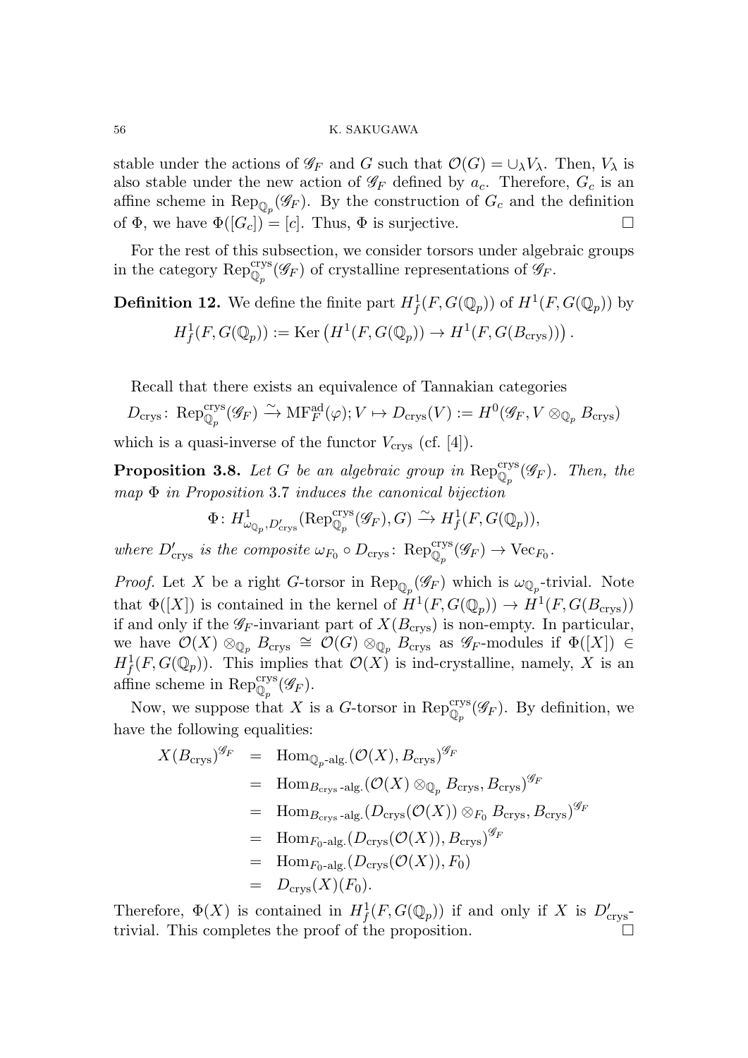stable under the actions of $\mathscr{G}_F$ and $G$ such that $\mathcal{O}(G) = \cup_\lambda V_\lambda$. Then, $V_\lambda$ is also stable under the new action of $\mathscr{G}_F$ defined by $a_c$. Therefore, $G_c$ is an affine scheme in $\mathrm{Rep}_{\mathbb{Q}_p}(\mathscr{G}_F)$. By the construction of $G_c$ and the definition of $\Phi$, we have $\Phi([G_c]) = [c]$. Thus, $\Phi$ is surjective. $\square$

For the rest of this subsection, we consider torsors under algebraic groups in the category $\mathrm{Rep}^{\mathrm{crys}}_{\mathbb{Q}_p}(\mathscr{G}_F)$ of crystalline representations of $\mathscr{G}_F$.

**Definition 12.** We define the finite part $H^1_f(F, G(\mathbb{Q}_p))$ of $H^1(F, G(\mathbb{Q}_p))$ by

$$H^1_f(F, G(\mathbb{Q}_p)) := \mathrm{Ker}\left(H^1(F, G(\mathbb{Q}_p)) \to H^1(F, G(B_{\mathrm{crys}}))\right).$$

Recall that there exists an equivalence of Tannakian categories

$$D_{\mathrm{crys}} \colon \mathrm{Rep}^{\mathrm{crys}}_{\mathbb{Q}_p}(\mathscr{G}_F) \xrightarrow{\sim} \mathrm{MF}^{\mathrm{ad}}_F(\varphi); V \mapsto D_{\mathrm{crys}}(V) := H^0(\mathscr{G}_F, V \otimes_{\mathbb{Q}_p} B_{\mathrm{crys}})$$

which is a quasi-inverse of the functor $V_{\mathrm{crys}}$ (cf. [4]).

**Proposition 3.8.** *Let $G$ be an algebraic group in $\mathrm{Rep}^{\mathrm{crys}}_{\mathbb{Q}_p}(\mathscr{G}_F)$. Then, the map $\Phi$ in Proposition 3.7 induces the canonical bijection*

$$\Phi \colon H^1_{\omega_{\mathbb{Q}_p}, D'_{\mathrm{crys}}}(\mathrm{Rep}^{\mathrm{crys}}_{\mathbb{Q}_p}(\mathscr{G}_F), G) \xrightarrow{\sim} H^1_f(F, G(\mathbb{Q}_p)),$$

*where $D'_{\mathrm{crys}}$ is the composite $\omega_{F_0} \circ D_{\mathrm{crys}} \colon \mathrm{Rep}^{\mathrm{crys}}_{\mathbb{Q}_p}(\mathscr{G}_F) \to \mathrm{Vec}_{F_0}$.*

*Proof.* Let $X$ be a right $G$-torsor in $\mathrm{Rep}_{\mathbb{Q}_p}(\mathscr{G}_F)$ which is $\omega_{\mathbb{Q}_p}$-trivial. Note that $\Phi([X])$ is contained in the kernel of $H^1(F, G(\mathbb{Q}_p)) \to H^1(F, G(B_{\mathrm{crys}}))$ if and only if the $\mathscr{G}_F$-invariant part of $X(B_{\mathrm{crys}})$ is non-empty. In particular, we have $\mathcal{O}(X) \otimes_{\mathbb{Q}_p} B_{\mathrm{crys}} \cong \mathcal{O}(G) \otimes_{\mathbb{Q}_p} B_{\mathrm{crys}}$ as $\mathscr{G}_F$-modules if $\Phi([X]) \in H^1_f(F, G(\mathbb{Q}_p))$. This implies that $\mathcal{O}(X)$ is ind-crystalline, namely, $X$ is an affine scheme in $\mathrm{Rep}^{\mathrm{crys}}_{\mathbb{Q}_p}(\mathscr{G}_F)$.

Now, we suppose that $X$ is a $G$-torsor in $\mathrm{Rep}^{\mathrm{crys}}_{\mathbb{Q}_p}(\mathscr{G}_F)$. By definition, we have the following equalities:

$$\begin{aligned}
X(B_{\mathrm{crys}})^{\mathscr{G}_F} &= \mathrm{Hom}_{\mathbb{Q}_p\text{-alg.}}(\mathcal{O}(X), B_{\mathrm{crys}})^{\mathscr{G}_F} \\
&= \mathrm{Hom}_{B_{\mathrm{crys}}\text{-alg.}}(\mathcal{O}(X) \otimes_{\mathbb{Q}_p} B_{\mathrm{crys}}, B_{\mathrm{crys}})^{\mathscr{G}_F} \\
&= \mathrm{Hom}_{B_{\mathrm{crys}}\text{-alg.}}(D_{\mathrm{crys}}(\mathcal{O}(X)) \otimes_{F_0} B_{\mathrm{crys}}, B_{\mathrm{crys}})^{\mathscr{G}_F} \\
&= \mathrm{Hom}_{F_0\text{-alg.}}(D_{\mathrm{crys}}(\mathcal{O}(X)), B_{\mathrm{crys}})^{\mathscr{G}_F} \\
&= \mathrm{Hom}_{F_0\text{-alg.}}(D_{\mathrm{crys}}(\mathcal{O}(X)), F_0) \\
&= D_{\mathrm{crys}}(X)(F_0).
\end{aligned}$$

Therefore, $\Phi(X)$ is contained in $H^1_f(F, G(\mathbb{Q}_p))$ if and only if $X$ is $D'_{\mathrm{crys}}$-trivial. This completes the proof of the proposition. $\square$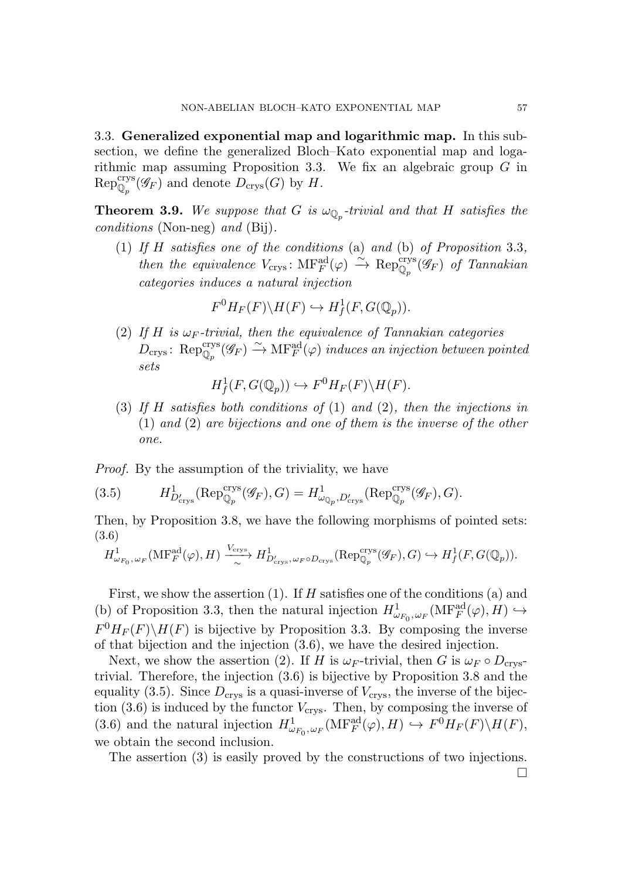3.3. **Generalized exponential map and logarithmic map.** In this subsection, we define the generalized Bloch–Kato exponential map and logarithmic map assuming Proposition 3.3. We fix an algebraic group $G$ in $\mathrm{Rep}^{\mathrm{crys}}_{\mathbb{Q}_p}(\mathscr{G}_F)$ and denote $D_{\mathrm{crys}}(G)$ by $H$.

**Theorem 3.9.** *We suppose that $G$ is $\omega_{\mathbb{Q}_p}$-trivial and that $H$ satisfies the conditions* (Non-neg) *and* (Bij)*.*

1. *If $H$ satisfies one of the conditions* (a) *and* (b) *of Proposition* 3.3*, then the equivalence $V_{\mathrm{crys}} \colon \mathrm{MF}^{\mathrm{ad}}_F(\varphi) \xrightarrow{\sim} \mathrm{Rep}^{\mathrm{crys}}_{\mathbb{Q}_p}(\mathscr{G}_F)$ of Tannakian categories induces a natural injection*
$$F^0H_F(F)\backslash H(F) \hookrightarrow H^1_f(F, G(\mathbb{Q}_p)).$$
2. *If $H$ is $\omega_F$-trivial, then the equivalence of Tannakian categories $D_{\mathrm{crys}} \colon \mathrm{Rep}^{\mathrm{crys}}_{\mathbb{Q}_p}(\mathscr{G}_F) \xrightarrow{\sim} \mathrm{MF}^{\mathrm{ad}}_F(\varphi)$ induces an injection between pointed sets*
$$H^1_f(F, G(\mathbb{Q}_p)) \hookrightarrow F^0H_F(F)\backslash H(F).$$
3. *If $H$ satisfies both conditions of* (1) *and* (2)*, then the injections in* (1) *and* (2) *are bijections and one of them is the inverse of the other one.*

*Proof.* By the assumption of the triviality, we have

$$H^1_{D'_{\mathrm{crys}}}(\mathrm{Rep}^{\mathrm{crys}}_{\mathbb{Q}_p}(\mathscr{G}_F), G) = H^1_{\omega_{\mathbb{Q}_p}, D'_{\mathrm{crys}}}(\mathrm{Rep}^{\mathrm{crys}}_{\mathbb{Q}_p}(\mathscr{G}_F), G). \tag{3.5}$$

Then, by Proposition 3.8, we have the following morphisms of pointed sets:
(3.6)
$$H^1_{\omega_{F_0}, \omega_F}(\mathrm{MF}^{\mathrm{ad}}_F(\varphi), H) \xrightarrow[\sim]{V_{\mathrm{crys}}} H^1_{D'_{\mathrm{crys}}, \omega_F \circ D_{\mathrm{crys}}}(\mathrm{Rep}^{\mathrm{crys}}_{\mathbb{Q}_p}(\mathscr{G}_F), G) \hookrightarrow H^1_f(F, G(\mathbb{Q}_p)).$$

First, we show the assertion (1). If $H$ satisfies one of the conditions (a) and (b) of Proposition 3.3, then the natural injection $H^1_{\omega_{F_0}, \omega_F}(\mathrm{MF}^{\mathrm{ad}}_F(\varphi), H) \hookrightarrow F^0H_F(F)\backslash H(F)$ is bijective by Proposition 3.3. By composing the inverse of that bijection and the injection (3.6), we have the desired injection.

Next, we show the assertion (2). If $H$ is $\omega_F$-trivial, then $G$ is $\omega_F \circ D_{\mathrm{crys}}$-trivial. Therefore, the injection (3.6) is bijective by Proposition 3.8 and the equality (3.5). Since $D_{\mathrm{crys}}$ is a quasi-inverse of $V_{\mathrm{crys}}$, the inverse of the bijection (3.6) is induced by the functor $V_{\mathrm{crys}}$. Then, by composing the inverse of (3.6) and the natural injection $H^1_{\omega_{F_0}, \omega_F}(\mathrm{MF}^{\mathrm{ad}}_F(\varphi), H) \hookrightarrow F^0H_F(F)\backslash H(F)$, we obtain the second inclusion.

The assertion (3) is easily proved by the constructions of two injections. $\square$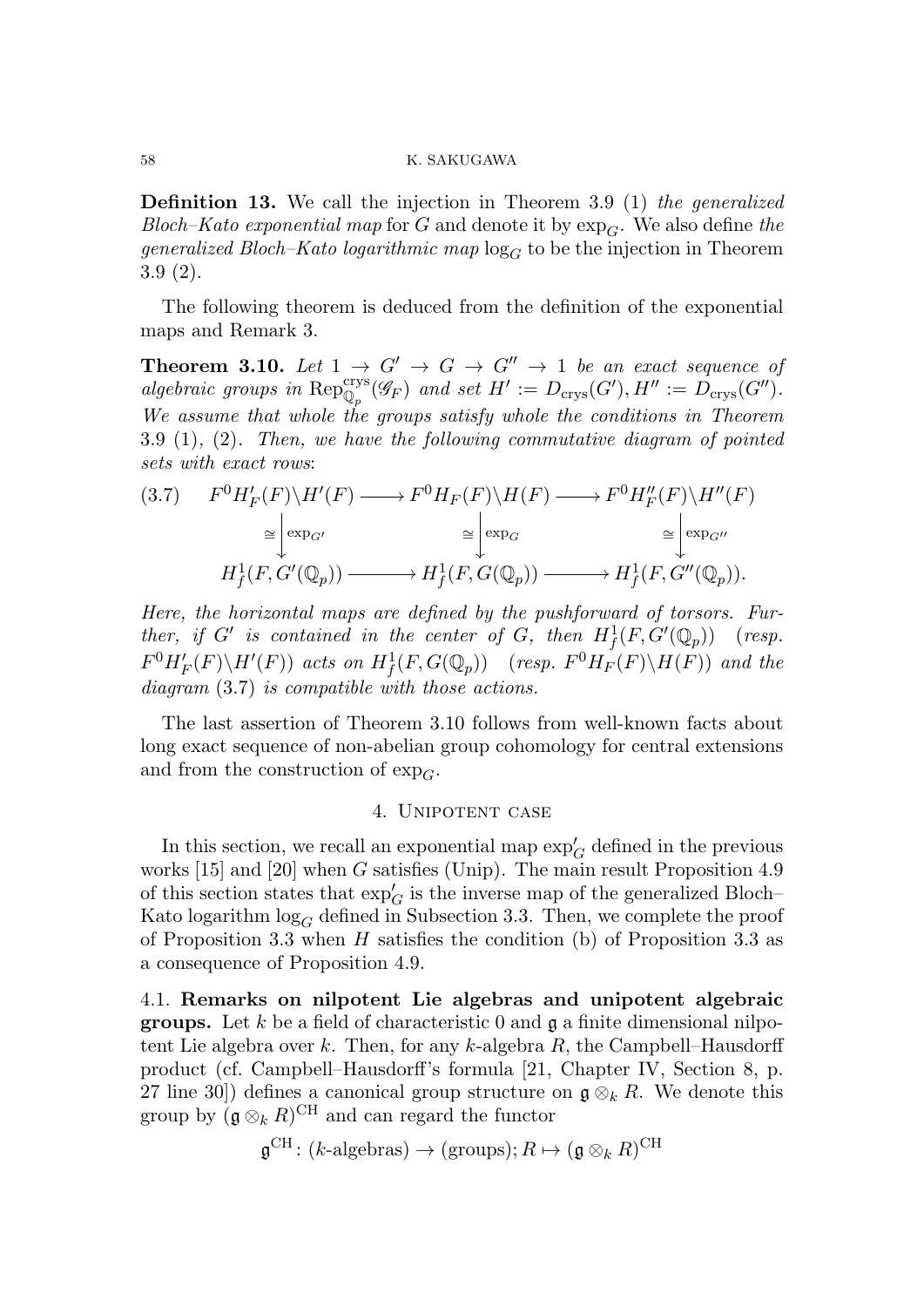**Definition 13.** We call the injection in Theorem 3.9 (1) *the generalized Bloch–Kato exponential map* for $G$ and denote it by $\exp_G$. We also define *the generalized Bloch–Kato logarithmic map* $\log_G$ to be the injection in Theorem 3.9 (2).

The following theorem is deduced from the definition of the exponential maps and Remark 3.

**Theorem 3.10.** *Let $1 \to G' \to G \to G'' \to 1$ be an exact sequence of algebraic groups in $\mathrm{Rep}^{\mathrm{crys}}_{\mathbb{Q}_p}(\mathscr{G}_F)$ and set $H' := D_{\mathrm{crys}}(G'), H'' := D_{\mathrm{crys}}(G'')$. We assume that whole the groups satisfy whole the conditions in Theorem 3.9 (1), (2). Then, we have the following commutative diagram of pointed sets with exact rows*:

$$
\begin{array}{ccccc}
F^0H'_F(F)\backslash H'(F) & \longrightarrow & F^0H_F(F)\backslash H(F) & \longrightarrow & F^0H''_F(F)\backslash H''(F) \\
\cong \big\downarrow \exp_{G'} & & \cong \big\downarrow \exp_G & & \cong \big\downarrow \exp_{G''} \\
H^1_f(F, G'(\mathbb{Q}_p)) & \longrightarrow & H^1_f(F, G(\mathbb{Q}_p)) & \longrightarrow & H^1_f(F, G''(\mathbb{Q}_p)).
\end{array} \tag{3.7}
$$

*Here, the horizontal maps are defined by the pushforward of torsors. Further, if $G'$ is contained in the center of $G$, then $H^1_f(F, G'(\mathbb{Q}_p))$ (resp. $F^0H'_F(F)\backslash H'(F)$) acts on $H^1_f(F, G(\mathbb{Q}_p))$ (resp. $F^0H_F(F)\backslash H(F)$) and the diagram* (3.7) *is compatible with those actions.*

The last assertion of Theorem 3.10 follows from well-known facts about long exact sequence of non-abelian group cohomology for central extensions and from the construction of $\exp_G$.

## 4. Unipotent case

In this section, we recall an exponential map $\exp'_G$ defined in the previous works [15] and [20] when $G$ satisfies (Unip). The main result Proposition 4.9 of this section states that $\exp'_G$ is the inverse map of the generalized Bloch–Kato logarithm $\log_G$ defined in Subsection 3.3. Then, we complete the proof of Proposition 3.3 when $H$ satisfies the condition (b) of Proposition 3.3 as a consequence of Proposition 4.9.

4.1. **Remarks on nilpotent Lie algebras and unipotent algebraic groups.** Let $k$ be a field of characteristic 0 and $\mathfrak{g}$ a finite dimensional nilpotent Lie algebra over $k$. Then, for any $k$-algebra $R$, the Campbell–Hausdorff product (cf. Campbell–Hausdorff's formula [21, Chapter IV, Section 8, p. 27 line 30]) defines a canonical group structure on $\mathfrak{g} \otimes_k R$. We denote this group by $(\mathfrak{g} \otimes_k R)^{\mathrm{CH}}$ and can regard the functor

$$\mathfrak{g}^{\mathrm{CH}} \colon (k\text{-algebras}) \to (\text{groups}); R \mapsto (\mathfrak{g} \otimes_k R)^{\mathrm{CH}}$$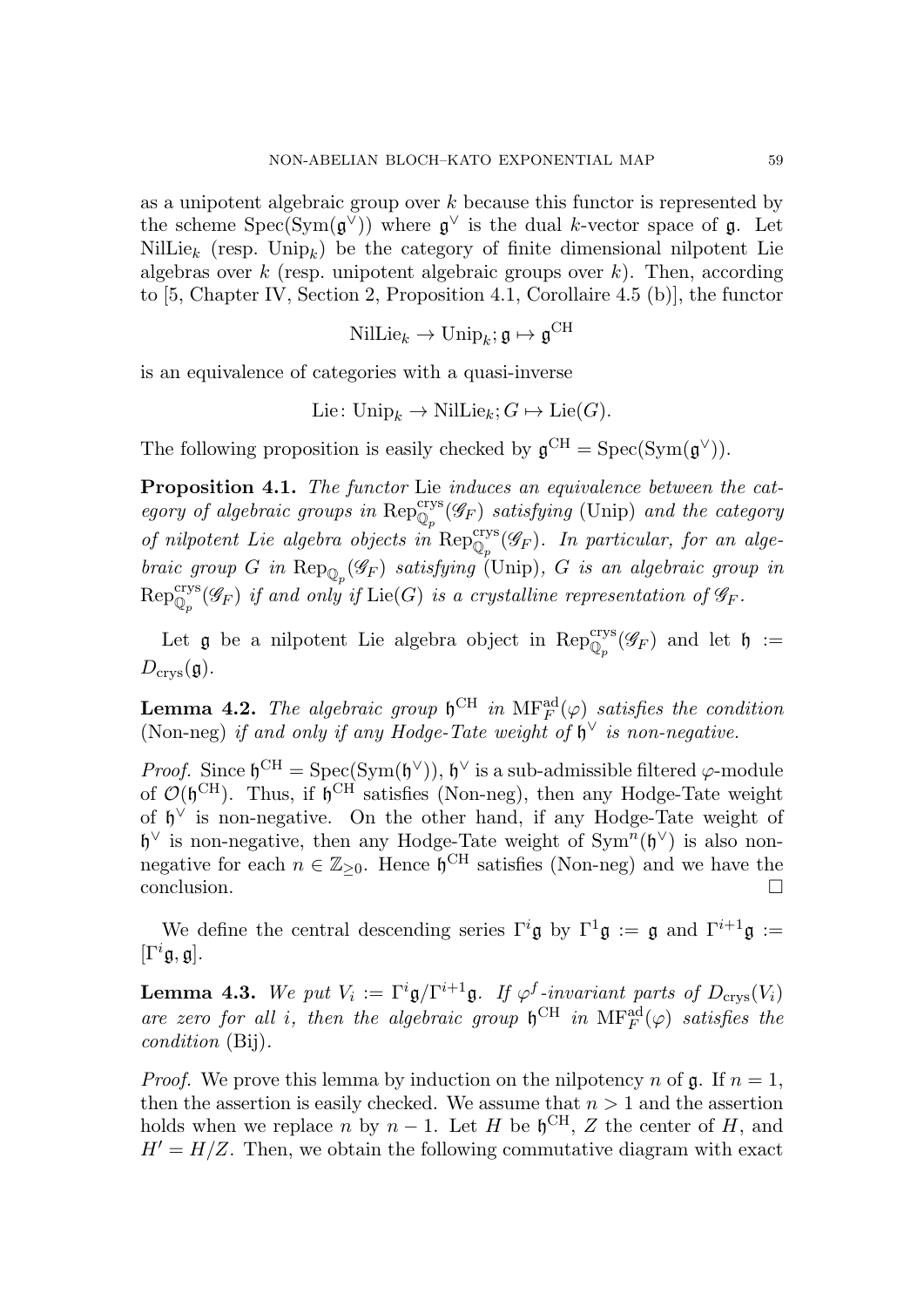as a unipotent algebraic group over $k$ because this functor is represented by the scheme $\mathrm{Spec}(\mathrm{Sym}(\mathfrak{g}^\vee))$ where $\mathfrak{g}^\vee$ is the dual $k$-vector space of $\mathfrak{g}$. Let $\mathrm{NilLie}_k$ (resp. $\mathrm{Unip}_k$) be the category of finite dimensional nilpotent Lie algebras over $k$ (resp. unipotent algebraic groups over $k$). Then, according to [5, Chapter IV, Section 2, Proposition 4.1, Corollaire 4.5 (b)], the functor

$$\mathrm{NilLie}_k \to \mathrm{Unip}_k; \mathfrak{g} \mapsto \mathfrak{g}^{\mathrm{CH}}$$

is an equivalence of categories with a quasi-inverse

$$\mathrm{Lie}\colon \mathrm{Unip}_k \to \mathrm{NilLie}_k; G \mapsto \mathrm{Lie}(G).$$

The following proposition is easily checked by $\mathfrak{g}^{\mathrm{CH}} = \mathrm{Spec}(\mathrm{Sym}(\mathfrak{g}^\vee))$.

**Proposition 4.1.** *The functor* Lie *induces an equivalence between the category of algebraic groups in* $\mathrm{Rep}^{\mathrm{crys}}_{\mathbb{Q}_p}(\mathscr{G}_F)$ *satisfying* (Unip) *and the category of nilpotent Lie algebra objects in* $\mathrm{Rep}^{\mathrm{crys}}_{\mathbb{Q}_p}(\mathscr{G}_F)$*. In particular, for an algebraic group* $G$ *in* $\mathrm{Rep}_{\mathbb{Q}_p}(\mathscr{G}_F)$ *satisfying* (Unip), $G$ *is an algebraic group in* $\mathrm{Rep}^{\mathrm{crys}}_{\mathbb{Q}_p}(\mathscr{G}_F)$ *if and only if* $\mathrm{Lie}(G)$ *is a crystalline representation of* $\mathscr{G}_F$*.*

Let $\mathfrak{g}$ be a nilpotent Lie algebra object in $\mathrm{Rep}^{\mathrm{crys}}_{\mathbb{Q}_p}(\mathscr{G}_F)$ and let $\mathfrak{h} := D_{\mathrm{crys}}(\mathfrak{g})$.

**Lemma 4.2.** *The algebraic group* $\mathfrak{h}^{\mathrm{CH}}$ *in* $\mathrm{MF}^{\mathrm{ad}}_F(\varphi)$ *satisfies the condition* (Non-neg) *if and only if any Hodge-Tate weight of* $\mathfrak{h}^\vee$ *is non-negative.*

*Proof.* Since $\mathfrak{h}^{\mathrm{CH}} = \mathrm{Spec}(\mathrm{Sym}(\mathfrak{h}^\vee))$, $\mathfrak{h}^\vee$ is a sub-admissible filtered $\varphi$-module of $\mathcal{O}(\mathfrak{h}^{\mathrm{CH}})$. Thus, if $\mathfrak{h}^{\mathrm{CH}}$ satisfies (Non-neg), then any Hodge-Tate weight of $\mathfrak{h}^\vee$ is non-negative. On the other hand, if any Hodge-Tate weight of $\mathfrak{h}^\vee$ is non-negative, then any Hodge-Tate weight of $\mathrm{Sym}^n(\mathfrak{h}^\vee)$ is also non-negative for each $n \in \mathbb{Z}_{\geq 0}$. Hence $\mathfrak{h}^{\mathrm{CH}}$ satisfies (Non-neg) and we have the conclusion. □

We define the central descending series $\Gamma^i\mathfrak{g}$ by $\Gamma^1\mathfrak{g} := \mathfrak{g}$ and $\Gamma^{i+1}\mathfrak{g} := [\Gamma^i\mathfrak{g}, \mathfrak{g}]$.

**Lemma 4.3.** *We put* $V_i := \Gamma^i\mathfrak{g}/\Gamma^{i+1}\mathfrak{g}$*. If* $\varphi^f$*-invariant parts of* $D_{\mathrm{crys}}(V_i)$ *are zero for all* $i$*, then the algebraic group* $\mathfrak{h}^{\mathrm{CH}}$ *in* $\mathrm{MF}^{\mathrm{ad}}_F(\varphi)$ *satisfies the condition* (Bij)*.*

*Proof.* We prove this lemma by induction on the nilpotency $n$ of $\mathfrak{g}$. If $n = 1$, then the assertion is easily checked. We assume that $n > 1$ and the assertion holds when we replace $n$ by $n - 1$. Let $H$ be $\mathfrak{h}^{\mathrm{CH}}$, $Z$ the center of $H$, and $H' = H/Z$. Then, we obtain the following commutative diagram with exact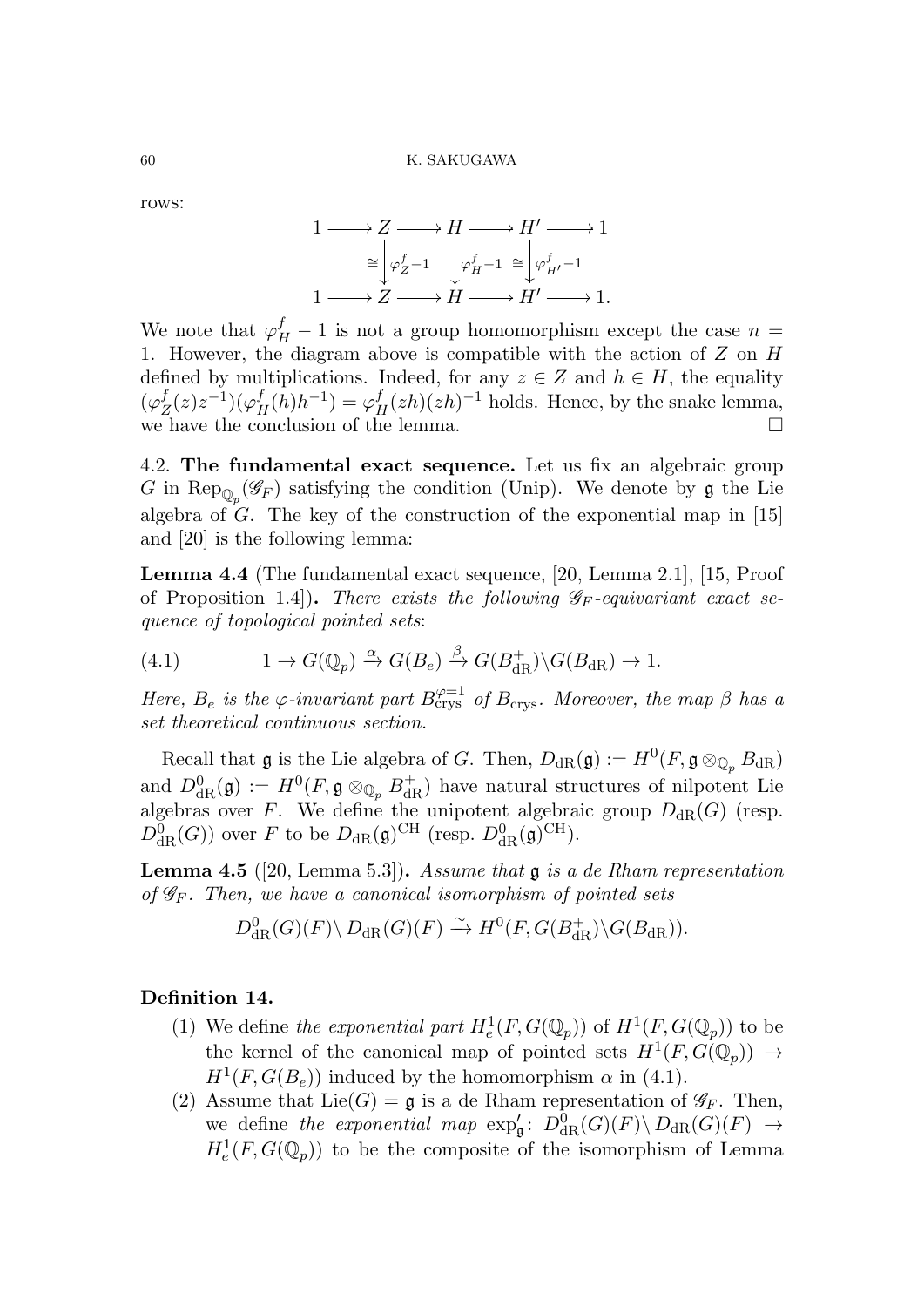rows:

$$\begin{array}{ccccccccc}
1 & \longrightarrow & Z & \longrightarrow & H & \longrightarrow & H' & \longrightarrow & 1 \\
 & & \cong\downarrow \varphi_Z^f - 1 & & \downarrow \varphi_H^f - 1 & & \cong\downarrow \varphi_{H'}^f - 1 & & \\
1 & \longrightarrow & Z & \longrightarrow & H & \longrightarrow & H' & \longrightarrow & 1.
\end{array}$$

We note that $\varphi_H^f - 1$ is not a group homomorphism except the case $n = 1$. However, the diagram above is compatible with the action of $Z$ on $H$ defined by multiplications. Indeed, for any $z \in Z$ and $h \in H$, the equality $(\varphi_Z^f(z)z^{-1})(\varphi_H^f(h)h^{-1}) = \varphi_H^f(zh)(zh)^{-1}$ holds. Hence, by the snake lemma, we have the conclusion of the lemma. $\square$

4.2. **The fundamental exact sequence.** Let us fix an algebraic group $G$ in $\mathrm{Rep}_{\mathbb{Q}_p}(\mathscr{G}_F)$ satisfying the condition (Unip). We denote by $\mathfrak{g}$ the Lie algebra of $G$. The key of the construction of the exponential map in [15] and [20] is the following lemma:

**Lemma 4.4** (The fundamental exact sequence, [20, Lemma 2.1], [15, Proof of Proposition 1.4])**.** *There exists the following $\mathscr{G}_F$-equivariant exact sequence of topological pointed sets*:

$$1 \to G(\mathbb{Q}_p) \xrightarrow{\alpha} G(B_e) \xrightarrow{\beta} G(B_{\mathrm{dR}}^+)\backslash G(B_{\mathrm{dR}}) \to 1. \tag{4.1}$$

*Here, $B_e$ is the $\varphi$-invariant part $B_{\mathrm{crys}}^{\varphi=1}$ of $B_{\mathrm{crys}}$. Moreover, the map $\beta$ has a set theoretical continuous section.*

Recall that $\mathfrak{g}$ is the Lie algebra of $G$. Then, $D_{\mathrm{dR}}(\mathfrak{g}) := H^0(F, \mathfrak{g} \otimes_{\mathbb{Q}_p} B_{\mathrm{dR}})$ and $D_{\mathrm{dR}}^0(\mathfrak{g}) := H^0(F, \mathfrak{g} \otimes_{\mathbb{Q}_p} B_{\mathrm{dR}}^+)$ have natural structures of nilpotent Lie algebras over $F$. We define the unipotent algebraic group $D_{\mathrm{dR}}(G)$ (resp. $D_{\mathrm{dR}}^0(G)$) over $F$ to be $D_{\mathrm{dR}}(\mathfrak{g})^{\mathrm{CH}}$ (resp. $D_{\mathrm{dR}}^0(\mathfrak{g})^{\mathrm{CH}}$).

**Lemma 4.5** ([20, Lemma 5.3])**.** *Assume that $\mathfrak{g}$ is a de Rham representation of $\mathscr{G}_F$. Then, we have a canonical isomorphism of pointed sets*

$$D_{\mathrm{dR}}^0(G)(F)\backslash D_{\mathrm{dR}}(G)(F) \xrightarrow{\sim} H^0(F, G(B_{\mathrm{dR}}^+)\backslash G(B_{\mathrm{dR}})).$$

**Definition 14.**

1. We define *the exponential part* $H_e^1(F, G(\mathbb{Q}_p))$ of $H^1(F, G(\mathbb{Q}_p))$ to be the kernel of the canonical map of pointed sets $H^1(F, G(\mathbb{Q}_p)) \to H^1(F, G(B_e))$ induced by the homomorphism $\alpha$ in (4.1).
2. Assume that $\mathrm{Lie}(G) = \mathfrak{g}$ is a de Rham representation of $\mathscr{G}_F$. Then, we define *the exponential map* $\exp'_{\mathfrak{g}} \colon D_{\mathrm{dR}}^0(G)(F)\backslash D_{\mathrm{dR}}(G)(F) \to H_e^1(F, G(\mathbb{Q}_p))$ to be the composite of the isomorphism of Lemma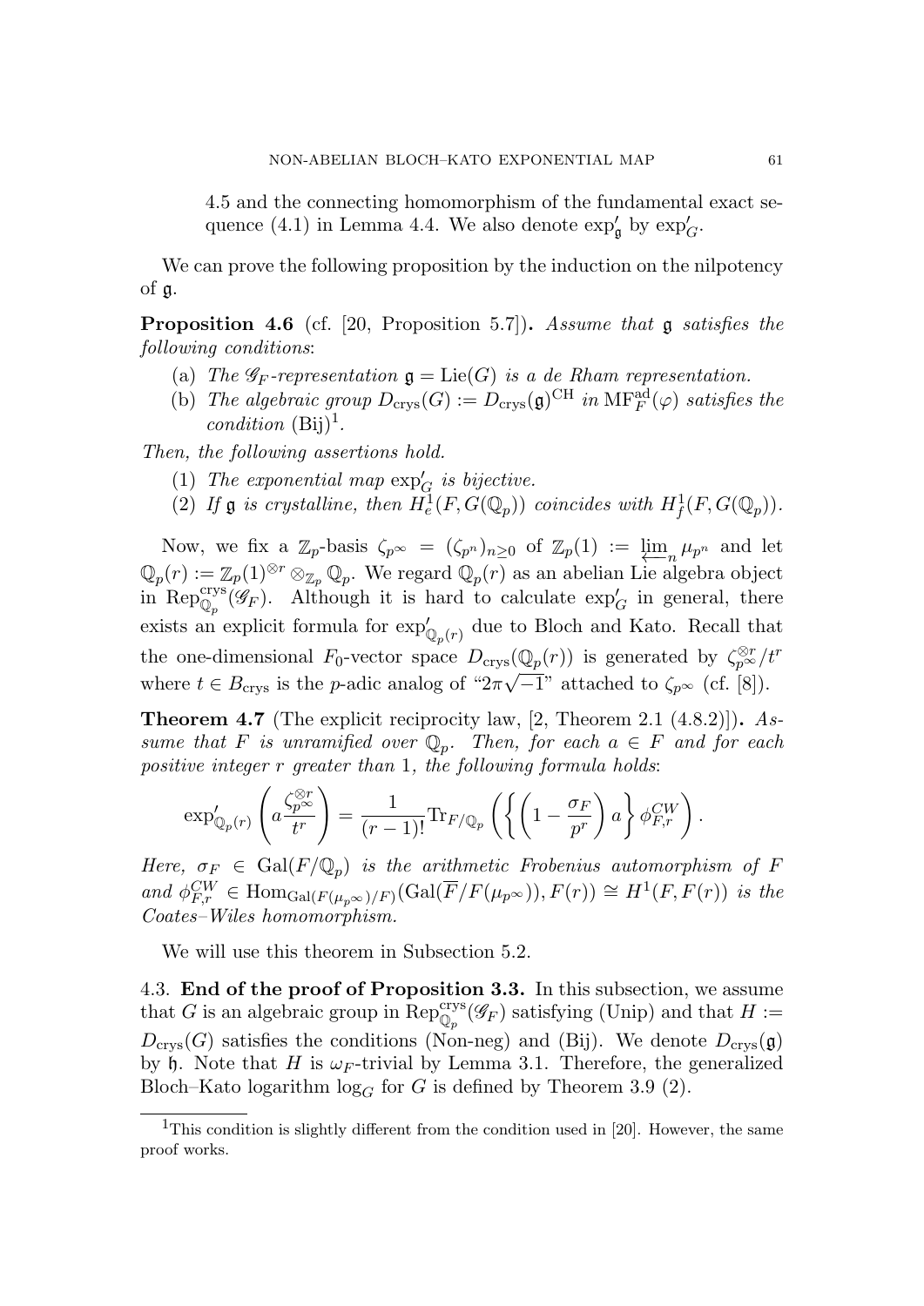4.5 and the connecting homomorphism of the fundamental exact sequence (4.1) in Lemma 4.4. We also denote $\exp'_{\mathfrak{g}}$ by $\exp'_G$.

We can prove the following proposition by the induction on the nilpotency of $\mathfrak{g}$.

**Proposition 4.6** (cf. [20, Proposition 5.7])**.** *Assume that $\mathfrak{g}$ satisfies the following conditions*:

(a) *The $\mathscr{G}_F$-representation $\mathfrak{g} = \mathrm{Lie}(G)$ is a de Rham representation.*
(b) *The algebraic group $D_{\mathrm{crys}}(G) := D_{\mathrm{crys}}(\mathfrak{g})^{\mathrm{CH}}$ in $\mathrm{MF}_F^{\mathrm{ad}}(\varphi)$ satisfies the condition* (Bij)[1].

*Then, the following assertions hold.*

(1) *The exponential map $\exp'_G$ is bijective.*
(2) *If $\mathfrak{g}$ is crystalline, then $H^1_e(F, G(\mathbb{Q}_p))$ coincides with $H^1_f(F, G(\mathbb{Q}_p))$.*

Now, we fix a $\mathbb{Z}_p$-basis $\zeta_{p^\infty} = (\zeta_{p^n})_{n\geq 0}$ of $\mathbb{Z}_p(1) := \varprojlim_n \mu_{p^n}$ and let $\mathbb{Q}_p(r) := \mathbb{Z}_p(1)^{\otimes r} \otimes_{\mathbb{Z}_p} \mathbb{Q}_p$. We regard $\mathbb{Q}_p(r)$ as an abelian Lie algebra object in $\mathrm{Rep}^{\mathrm{crys}}_{\mathbb{Q}_p}(\mathscr{G}_F)$. Although it is hard to calculate $\exp'_G$ in general, there exists an explicit formula for $\exp'_{\mathbb{Q}_p(r)}$ due to Bloch and Kato. Recall that the one-dimensional $F_0$-vector space $D_{\mathrm{crys}}(\mathbb{Q}_p(r))$ is generated by $\zeta_{p^\infty}^{\otimes r}/t^r$ where $t \in B_{\mathrm{crys}}$ is the $p$-adic analog of "$2\pi\sqrt{-1}$" attached to $\zeta_{p^\infty}$ (cf. [8]).

**Theorem 4.7** (The explicit reciprocity law, [2, Theorem 2.1 (4.8.2)])**.** *Assume that $F$ is unramified over $\mathbb{Q}_p$. Then, for each $a \in F$ and for each positive integer $r$ greater than 1, the following formula holds*:

$$\exp'_{\mathbb{Q}_p(r)}\left(a\frac{\zeta_{p^\infty}^{\otimes r}}{t^r}\right) = \frac{1}{(r-1)!}\mathrm{Tr}_{F/\mathbb{Q}_p}\left(\left\{\left(1 - \frac{\sigma_F}{p^r}\right)a\right\}\phi^{CW}_{F,r}\right).$$

*Here, $\sigma_F \in \mathrm{Gal}(F/\mathbb{Q}_p)$ is the arithmetic Frobenius automorphism of $F$ and $\phi^{CW}_{F,r} \in \mathrm{Hom}_{\mathrm{Gal}(F(\mu_{p^\infty})/F)}(\mathrm{Gal}(\overline{F}/F(\mu_{p^\infty})), F(r)) \cong H^1(F, F(r))$ is the Coates–Wiles homomorphism.*

We will use this theorem in Subsection 5.2.

4.3. **End of the proof of Proposition 3.3.** In this subsection, we assume that $G$ is an algebraic group in $\mathrm{Rep}^{\mathrm{crys}}_{\mathbb{Q}_p}(\mathscr{G}_F)$ satisfying (Unip) and that $H := D_{\mathrm{crys}}(G)$ satisfies the conditions (Non-neg) and (Bij). We denote $D_{\mathrm{crys}}(\mathfrak{g})$ by $\mathfrak{h}$. Note that $H$ is $\omega_F$-trivial by Lemma 3.1. Therefore, the generalized Bloch–Kato logarithm $\log_G$ for $G$ is defined by Theorem 3.9 (2).

[1]This condition is slightly different from the condition used in [20]. However, the same proof works.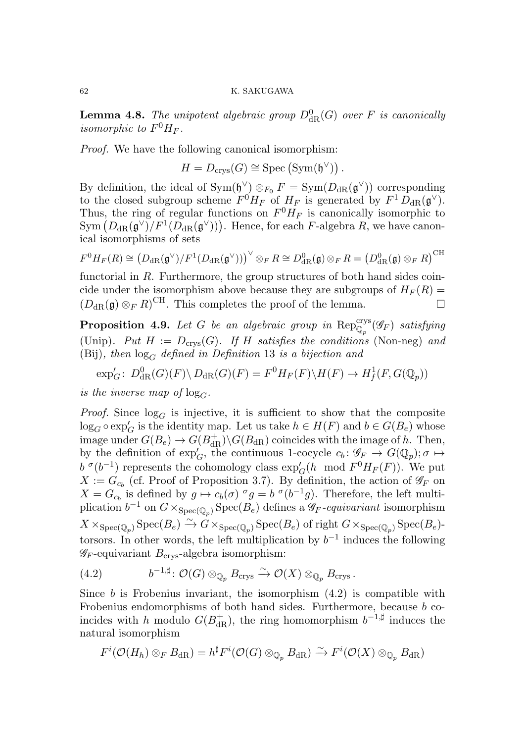**Lemma 4.8.** *The unipotent algebraic group $D^0_{\mathrm{dR}}(G)$ over $F$ is canonically isomorphic to $F^0 H_F$.*

*Proof.* We have the following canonical isomorphism:

$$H = D_{\mathrm{crys}}(G) \cong \operatorname{Spec}\left(\operatorname{Sym}(\mathfrak{h}^\vee)\right).$$

By definition, the ideal of $\operatorname{Sym}(\mathfrak{h}^\vee) \otimes_{F_0} F = \operatorname{Sym}(D_{\mathrm{dR}}(\mathfrak{g}^\vee))$ corresponding to the closed subgroup scheme $F^0 H_F$ of $H_F$ is generated by $F^1 D_{\mathrm{dR}}(\mathfrak{g}^\vee)$. Thus, the ring of regular functions on $F^0 H_F$ is canonically isomorphic to $\operatorname{Sym}\left(D_{\mathrm{dR}}(\mathfrak{g}^\vee)/F^1(D_{\mathrm{dR}}(\mathfrak{g}^\vee))\right)$. Hence, for each $F$-algebra $R$, we have canonical isomorphisms of sets

$$F^0 H_F(R) \cong \left(D_{\mathrm{dR}}(\mathfrak{g}^\vee)/F^1(D_{\mathrm{dR}}(\mathfrak{g}^\vee))\right)^\vee \otimes_F R \cong D^0_{\mathrm{dR}}(\mathfrak{g}) \otimes_F R = \left(D^0_{\mathrm{dR}}(\mathfrak{g}) \otimes_F R\right)^{\mathrm{CH}}$$

functorial in $R$. Furthermore, the group structures of both hand sides coincide under the isomorphism above because they are subgroups of $H_F(R) = (D_{\mathrm{dR}}(\mathfrak{g}) \otimes_F R)^{\mathrm{CH}}$. This completes the proof of the lemma. $\square$

**Proposition 4.9.** *Let $G$ be an algebraic group in $\operatorname{Rep}^{\mathrm{crys}}_{\mathbb{Q}_p}(\mathscr{G}_F)$ satisfying* (Unip). *Put $H := D_{\mathrm{crys}}(G)$. If $H$ satisfies the conditions* (Non-neg) *and* (Bij)*, then $\log_G$ defined in Definition 13 is a bijection and*

$$\exp'_G \colon D^0_{\mathrm{dR}}(G)(F) \backslash D_{\mathrm{dR}}(G)(F) = F^0 H_F(F) \backslash H(F) \to H^1_f(F, G(\mathbb{Q}_p))$$

*is the inverse map of $\log_G$.*

*Proof.* Since $\log_G$ is injective, it is sufficient to show that the composite $\log_G \circ \exp'_G$ is the identity map. Let us take $h \in H(F)$ and $b \in G(B_e)$ whose image under $G(B_e) \to G(B^+_{\mathrm{dR}}) \backslash G(B_{\mathrm{dR}})$ coincides with the image of $h$. Then, by the definition of $\exp'_G$, the continuous 1-cocycle $c_b \colon \mathscr{G}_F \to G(\mathbb{Q}_p); \sigma \mapsto b\, {}^\sigma(b^{-1})$ represents the class $\exp'_G(h \mod F^0 H_F(F))$. We put $X := G_{c_b}$ (cf. Proof of Proposition 3.7). By definition, the action of $\mathscr{G}_F$ on $X = G_{c_b}$ is defined by $g \mapsto c_b(\sigma)\, {}^\sigma g = b\, {}^\sigma(b^{-1} g)$. Therefore, the left multiplication $b^{-1}$ on $G \times_{\operatorname{Spec}(\mathbb{Q}_p)} \operatorname{Spec}(B_e)$ defines a $\mathscr{G}_F$*-equivariant* isomorphism $X \times_{\operatorname{Spec}(\mathbb{Q}_p)} \operatorname{Spec}(B_e) \xrightarrow{\sim} G \times_{\operatorname{Spec}(\mathbb{Q}_p)} \operatorname{Spec}(B_e)$ of right $G \times_{\operatorname{Spec}(\mathbb{Q}_p)} \operatorname{Spec}(B_e)$-torsors. In other words, the left multiplication by $b^{-1}$ induces the following $\mathscr{G}_F$-equivariant $B_{\mathrm{crys}}$-algebra isomorphism:

$$b^{-1,\sharp} \colon \mathcal{O}(G) \otimes_{\mathbb{Q}_p} B_{\mathrm{crys}} \xrightarrow{\sim} \mathcal{O}(X) \otimes_{\mathbb{Q}_p} B_{\mathrm{crys}}. \tag{4.2}$$

Since $b$ is Frobenius invariant, the isomorphism (4.2) is compatible with Frobenius endomorphisms of both hand sides. Furthermore, because $b$ coincides with $h$ modulo $G(B^+_{\mathrm{dR}})$, the ring homomorphism $b^{-1,\sharp}$ induces the natural isomorphism

$$F^i(\mathcal{O}(H_h) \otimes_F B_{\mathrm{dR}}) = h^\sharp F^i(\mathcal{O}(G) \otimes_{\mathbb{Q}_p} B_{\mathrm{dR}}) \xrightarrow{\sim} F^i(\mathcal{O}(X) \otimes_{\mathbb{Q}_p} B_{\mathrm{dR}})$$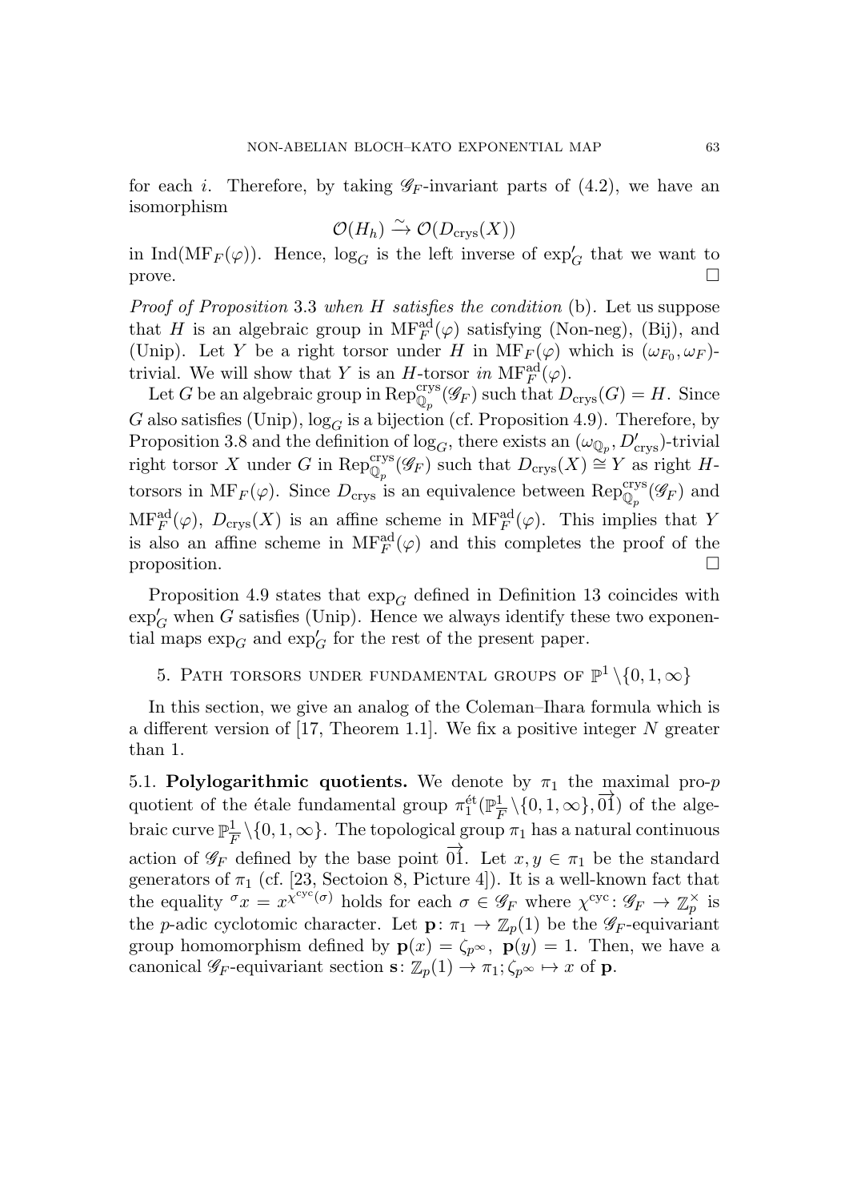for each $i$. Therefore, by taking $\mathscr{G}_F$-invariant parts of (4.2), we have an isomorphism

$$\mathcal{O}(H_h) \xrightarrow{\sim} \mathcal{O}(D_{\mathrm{crys}}(X))$$

in $\mathrm{Ind}(\mathrm{MF}_F(\varphi))$. Hence, $\log_G$ is the left inverse of $\exp'_G$ that we want to prove. $\square$

*Proof of Proposition* 3.3 *when $H$ satisfies the condition* (b). Let us suppose that $H$ is an algebraic group in $\mathrm{MF}_F^{\mathrm{ad}}(\varphi)$ satisfying (Non-neg), (Bij), and (Unip). Let $Y$ be a right torsor under $H$ in $\mathrm{MF}_F(\varphi)$ which is $(\omega_{F_0}, \omega_F)$-trivial. We will show that $Y$ is an $H$-torsor *in* $\mathrm{MF}_F^{\mathrm{ad}}(\varphi)$.

Let $G$ be an algebraic group in $\mathrm{Rep}_{\mathbb{Q}_p}^{\mathrm{crys}}(\mathscr{G}_F)$ such that $D_{\mathrm{crys}}(G) = H$. Since $G$ also satisfies (Unip), $\log_G$ is a bijection (cf. Proposition 4.9). Therefore, by Proposition 3.8 and the definition of $\log_G$, there exists an $(\omega_{\mathbb{Q}_p}, D'_{\mathrm{crys}})$-trivial right torsor $X$ under $G$ in $\mathrm{Rep}_{\mathbb{Q}_p}^{\mathrm{crys}}(\mathscr{G}_F)$ such that $D_{\mathrm{crys}}(X) \cong Y$ as right $H$-torsors in $\mathrm{MF}_F(\varphi)$. Since $D_{\mathrm{crys}}$ is an equivalence between $\mathrm{Rep}_{\mathbb{Q}_p}^{\mathrm{crys}}(\mathscr{G}_F)$ and $\mathrm{MF}_F^{\mathrm{ad}}(\varphi)$, $D_{\mathrm{crys}}(X)$ is an affine scheme in $\mathrm{MF}_F^{\mathrm{ad}}(\varphi)$. This implies that $Y$ is also an affine scheme in $\mathrm{MF}_F^{\mathrm{ad}}(\varphi)$ and this completes the proof of the proposition. $\square$

Proposition 4.9 states that $\exp_G$ defined in Definition 13 coincides with $\exp'_G$ when $G$ satisfies (Unip). Hence we always identify these two exponential maps $\exp_G$ and $\exp'_G$ for the rest of the present paper.

## 5. Path torsors under fundamental groups of $\mathbb{P}^1 \setminus \{0, 1, \infty\}$

In this section, we give an analog of the Coleman–Ihara formula which is a different version of [17, Theorem 1.1]. We fix a positive integer $N$ greater than 1.

**5.1. Polylogarithmic quotients.** We denote by $\pi_1$ the maximal pro-$p$ quotient of the étale fundamental group $\pi_1^{\text{ét}}(\mathbb{P}^1_{\overline{F}} \setminus \{0, 1, \infty\}, \overrightarrow{01})$ of the algebraic curve $\mathbb{P}^1_{\overline{F}} \setminus \{0, 1, \infty\}$. The topological group $\pi_1$ has a natural continuous action of $\mathscr{G}_F$ defined by the base point $\overrightarrow{01}$. Let $x, y \in \pi_1$ be the standard generators of $\pi_1$ (cf. [23, Sectoion 8, Picture 4]). It is a well-known fact that the equality ${}^{\sigma}x = x^{\chi^{\mathrm{cyc}}(\sigma)}$ holds for each $\sigma \in \mathscr{G}_F$ where $\chi^{\mathrm{cyc}} \colon \mathscr{G}_F \to \mathbb{Z}_p^{\times}$ is the $p$-adic cyclotomic character. Let $\mathbf{p} \colon \pi_1 \to \mathbb{Z}_p(1)$ be the $\mathscr{G}_F$-equivariant group homomorphism defined by $\mathbf{p}(x) = \zeta_{p^\infty}$, $\mathbf{p}(y) = 1$. Then, we have a canonical $\mathscr{G}_F$-equivariant section $\mathbf{s} \colon \mathbb{Z}_p(1) \to \pi_1; \zeta_{p^\infty} \mapsto x$ of $\mathbf{p}$.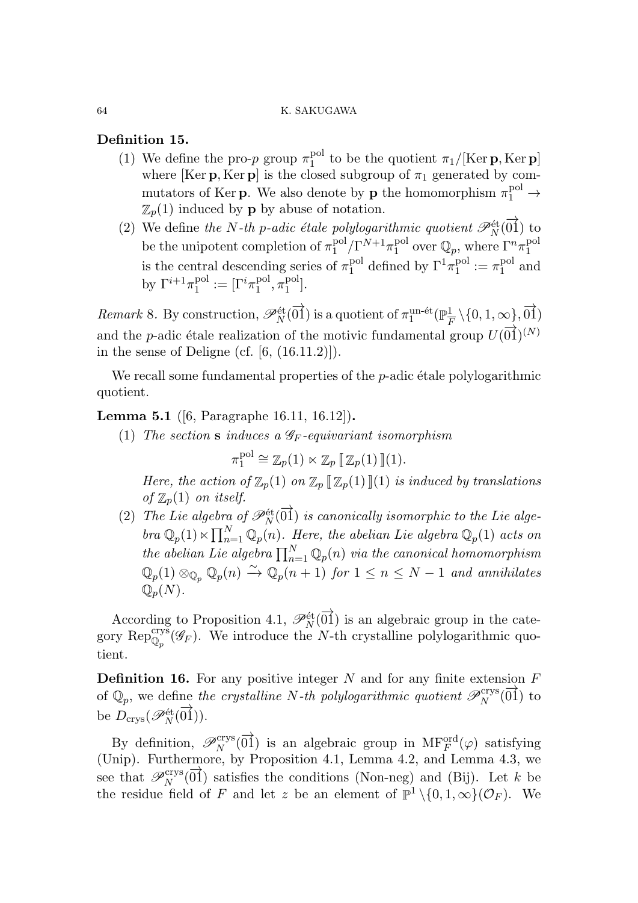**Definition 15.**

(1) We define the pro-$p$ group $\pi_1^{\mathrm{pol}}$ to be the quotient $\pi_1/[\operatorname{Ker}\mathbf{p},\operatorname{Ker}\mathbf{p}]$ where $[\operatorname{Ker}\mathbf{p},\operatorname{Ker}\mathbf{p}]$ is the closed subgroup of $\pi_1$ generated by commutators of $\operatorname{Ker}\mathbf{p}$. We also denote by $\mathbf{p}$ the homomorphism $\pi_1^{\mathrm{pol}} \to \mathbb{Z}_p(1)$ induced by $\mathbf{p}$ by abuse of notation.

(2) We define *the $N$-th $p$-adic étale polylogarithmic quotient* $\mathscr{P}_N^{\text{ét}}(\overrightarrow{01})$ to be the unipotent completion of $\pi_1^{\mathrm{pol}}/\Gamma^{N+1}\pi_1^{\mathrm{pol}}$ over $\mathbb{Q}_p$, where $\Gamma^n\pi_1^{\mathrm{pol}}$ is the central descending series of $\pi_1^{\mathrm{pol}}$ defined by $\Gamma^1\pi_1^{\mathrm{pol}} := \pi_1^{\mathrm{pol}}$ and by $\Gamma^{i+1}\pi_1^{\mathrm{pol}} := [\Gamma^i\pi_1^{\mathrm{pol}}, \pi_1^{\mathrm{pol}}]$.

*Remark* 8. By construction, $\mathscr{P}_N^{\text{ét}}(\overrightarrow{01})$ is a quotient of $\pi_1^{\text{un-ét}}(\mathbb{P}^1_{\overline{F}}\setminus\{0,1,\infty\},\overrightarrow{01})$ and the $p$-adic étale realization of the motivic fundamental group $U(\overrightarrow{01})^{(N)}$ in the sense of Deligne (cf. [6, (16.11.2)]).

We recall some fundamental properties of the $p$-adic étale polylogarithmic quotient.

**Lemma 5.1** ([6, Paragraphe 16.11, 16.12])**.**

(1) *The section* $\mathbf{s}$ *induces a* $\mathscr{G}_F$*-equivariant isomorphism*

$$\pi_1^{\mathrm{pol}} \cong \mathbb{Z}_p(1) \ltimes \mathbb{Z}_p[\![\mathbb{Z}_p(1)]\!](1).$$

*Here, the action of* $\mathbb{Z}_p(1)$ *on* $\mathbb{Z}_p[\![\mathbb{Z}_p(1)]\!](1)$ *is induced by translations of* $\mathbb{Z}_p(1)$ *on itself.*

(2) *The Lie algebra of* $\mathscr{P}_N^{\text{ét}}(\overrightarrow{01})$ *is canonically isomorphic to the Lie algebra* $\mathbb{Q}_p(1)\ltimes\prod_{n=1}^N\mathbb{Q}_p(n)$. *Here, the abelian Lie algebra* $\mathbb{Q}_p(1)$ *acts on the abelian Lie algebra* $\prod_{n=1}^N\mathbb{Q}_p(n)$ *via the canonical homomorphism* $\mathbb{Q}_p(1)\otimes_{\mathbb{Q}_p}\mathbb{Q}_p(n) \xrightarrow{\sim} \mathbb{Q}_p(n+1)$ *for* $1\le n\le N-1$ *and annihilates* $\mathbb{Q}_p(N)$.

According to Proposition 4.1, $\mathscr{P}_N^{\text{ét}}(\overrightarrow{01})$ is an algebraic group in the category $\operatorname{Rep}_{\mathbb{Q}_p}^{\mathrm{crys}}(\mathscr{G}_F)$. We introduce the $N$-th crystalline polylogarithmic quotient.

**Definition 16.** For any positive integer $N$ and for any finite extension $F$ of $\mathbb{Q}_p$, we define *the crystalline $N$-th polylogarithmic quotient* $\mathscr{P}_N^{\mathrm{crys}}(\overrightarrow{01})$ to be $D_{\mathrm{crys}}(\mathscr{P}_N^{\text{ét}}(\overrightarrow{01}))$.

By definition, $\mathscr{P}_N^{\mathrm{crys}}(\overrightarrow{01})$ is an algebraic group in $\mathrm{MF}_F^{\mathrm{ord}}(\varphi)$ satisfying (Unip). Furthermore, by Proposition 4.1, Lemma 4.2, and Lemma 4.3, we see that $\mathscr{P}_N^{\mathrm{crys}}(\overrightarrow{01})$ satisfies the conditions (Non-neg) and (Bij). Let $k$ be the residue field of $F$ and let $z$ be an element of $\mathbb{P}^1\setminus\{0,1,\infty\}(\mathcal{O}_F)$. We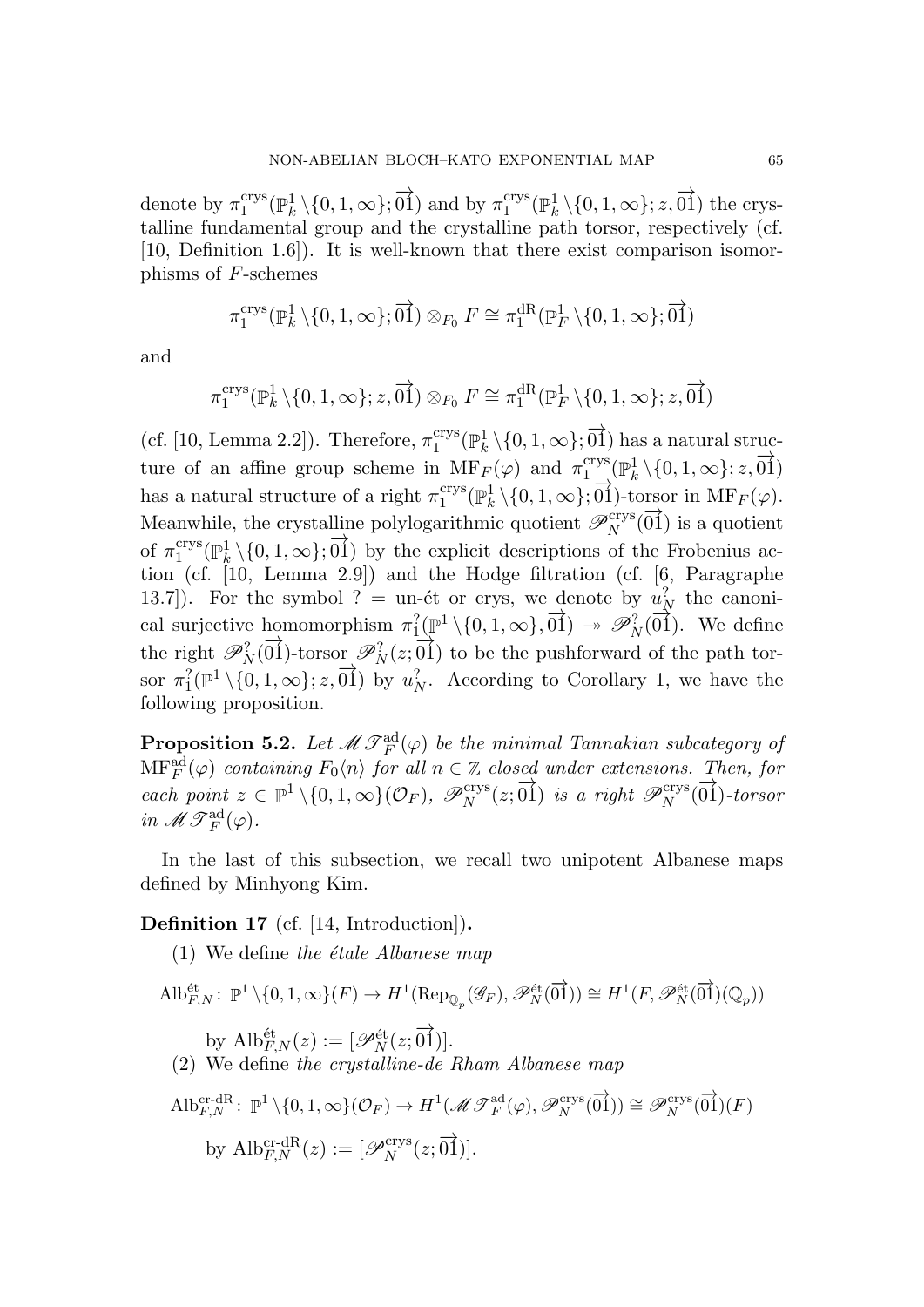denote by $\pi_1^{\mathrm{crys}}(\mathbb{P}^1_k \setminus \{0,1,\infty\}; \overrightarrow{01})$ and by $\pi_1^{\mathrm{crys}}(\mathbb{P}^1_k \setminus \{0,1,\infty\}; z, \overrightarrow{01})$ the crystalline fundamental group and the crystalline path torsor, respectively (cf. [10, Definition 1.6]). It is well-known that there exist comparison isomorphisms of $F$-schemes

$$\pi_1^{\mathrm{crys}}(\mathbb{P}^1_k \setminus \{0,1,\infty\}; \overrightarrow{01}) \otimes_{F_0} F \cong \pi_1^{\mathrm{dR}}(\mathbb{P}^1_F \setminus \{0,1,\infty\}; \overrightarrow{01})$$

and

$$\pi_1^{\mathrm{crys}}(\mathbb{P}^1_k \setminus \{0,1,\infty\}; z, \overrightarrow{01}) \otimes_{F_0} F \cong \pi_1^{\mathrm{dR}}(\mathbb{P}^1_F \setminus \{0,1,\infty\}; z, \overrightarrow{01})$$

(cf. [10, Lemma 2.2]). Therefore, $\pi_1^{\mathrm{crys}}(\mathbb{P}^1_k \setminus \{0,1,\infty\}; \overrightarrow{01})$ has a natural structure of an affine group scheme in $\mathrm{MF}_F(\varphi)$ and $\pi_1^{\mathrm{crys}}(\mathbb{P}^1_k \setminus \{0,1,\infty\}; z, \overrightarrow{01})$ has a natural structure of a right $\pi_1^{\mathrm{crys}}(\mathbb{P}^1_k \setminus \{0,1,\infty\}; \overrightarrow{01})$-torsor in $\mathrm{MF}_F(\varphi)$. Meanwhile, the crystalline polylogarithmic quotient $\mathscr{P}_N^{\mathrm{crys}}(\overrightarrow{01})$ is a quotient of $\pi_1^{\mathrm{crys}}(\mathbb{P}^1_k \setminus \{0,1,\infty\}; \overrightarrow{01})$ by the explicit descriptions of the Frobenius action (cf. [10, Lemma 2.9]) and the Hodge filtration (cf. [6, Paragraphe 13.7]). For the symbol ? = un-ét or crys, we denote by $u_N^?$ the canonical surjective homomorphism $\pi_1^?(\mathbb{P}^1 \setminus \{0,1,\infty\}, \overrightarrow{01}) \twoheadrightarrow \mathscr{P}_N^?(\overrightarrow{01})$. We define the right $\mathscr{P}_N^?(\overrightarrow{01})$-torsor $\mathscr{P}_N^?(z; \overrightarrow{01})$ to be the pushforward of the path torsor $\pi_1^?(\mathbb{P}^1 \setminus \{0,1,\infty\}; z, \overrightarrow{01})$ by $u_N^?$. According to Corollary 1, we have the following proposition.

**Proposition 5.2.** *Let $\mathscr{MT}_F^{\mathrm{ad}}(\varphi)$ be the minimal Tannakian subcategory of $\mathrm{MF}_F^{\mathrm{ad}}(\varphi)$ containing $F_0\langle n\rangle$ for all $n \in \mathbb{Z}$ closed under extensions. Then, for each point $z \in \mathbb{P}^1 \setminus \{0,1,\infty\}(\mathcal{O}_F)$, $\mathscr{P}_N^{\mathrm{crys}}(z; \overrightarrow{01})$ is a right $\mathscr{P}_N^{\mathrm{crys}}(\overrightarrow{01})$-torsor in $\mathscr{MT}_F^{\mathrm{ad}}(\varphi)$.*

In the last of this subsection, we recall two unipotent Albanese maps defined by Minhyong Kim.

**Definition 17** (cf. [14, Introduction])**.**

(1) We define *the étale Albanese map*

$$\mathrm{Alb}_{F,N}^{\text{ét}} \colon \mathbb{P}^1 \setminus \{0,1,\infty\}(F) \to H^1(\mathrm{Rep}_{\mathbb{Q}_p}(\mathscr{G}_F), \mathscr{P}_N^{\text{ét}}(\overrightarrow{01})) \cong H^1(F, \mathscr{P}_N^{\text{ét}}(\overrightarrow{01})(\mathbb{Q}_p))$$

by $\mathrm{Alb}_{F,N}^{\text{ét}}(z) := [\mathscr{P}_N^{\text{ét}}(z; \overrightarrow{01})]$.

(2) We define *the crystalline-de Rham Albanese map*

$$\mathrm{Alb}_{F,N}^{\text{cr-dR}} \colon \mathbb{P}^1 \setminus \{0,1,\infty\}(\mathcal{O}_F) \to H^1(\mathscr{MT}_F^{\mathrm{ad}}(\varphi), \mathscr{P}_N^{\mathrm{crys}}(\overrightarrow{01})) \cong \mathscr{P}_N^{\mathrm{crys}}(\overrightarrow{01})(F)$$

by $\mathrm{Alb}_{F,N}^{\text{cr-dR}}(z) := [\mathscr{P}_N^{\mathrm{crys}}(z; \overrightarrow{01})]$.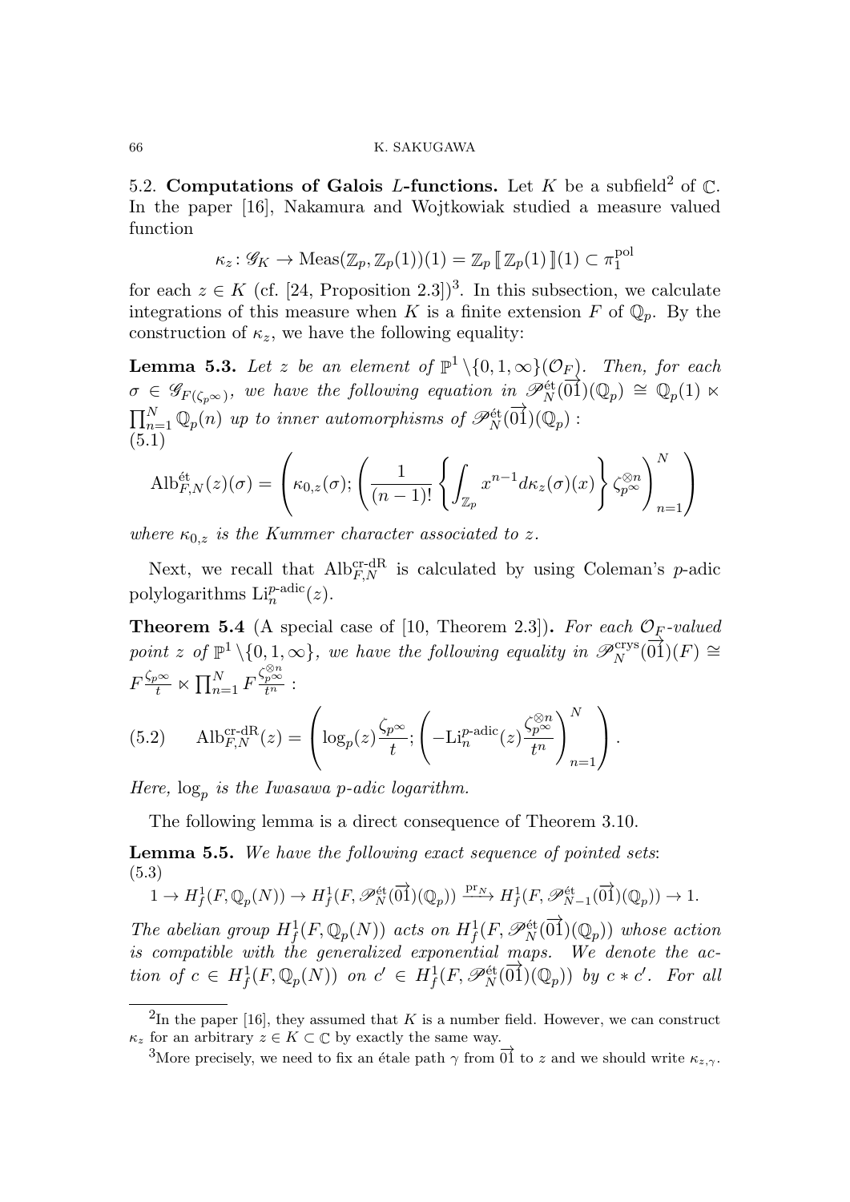5.2. **Computations of Galois $L$-functions.** Let $K$ be a subfield[2] of $\mathbb{C}$. In the paper [16], Nakamura and Wojtkowiak studied a measure valued function

$$\kappa_z \colon \mathscr{G}_K \to \mathrm{Meas}(\mathbb{Z}_p, \mathbb{Z}_p(1))(1) = \mathbb{Z}_p [\![ \mathbb{Z}_p(1) ]\!](1) \subset \pi_1^{\mathrm{pol}}$$

for each $z \in K$ (cf. [24, Proposition 2.3])[3]. In this subsection, we calculate integrations of this measure when $K$ is a finite extension $F$ of $\mathbb{Q}_p$. By the construction of $\kappa_z$, we have the following equality:

**Lemma 5.3.** *Let $z$ be an element of $\mathbb{P}^1 \backslash \{0, 1, \infty\}(\mathcal{O}_F)$. Then, for each $\sigma \in \mathscr{G}_{F(\zeta_{p^\infty})}$, we have the following equation in $\mathscr{P}_N^{\text{ét}}(\overrightarrow{01})(\mathbb{Q}_p) \cong \mathbb{Q}_p(1) \ltimes \prod_{n=1}^N \mathbb{Q}_p(n)$ up to inner automorphisms of $\mathscr{P}_N^{\text{ét}}(\overrightarrow{01})(\mathbb{Q}_p)$ :*

$$\mathrm{Alb}_{F,N}^{\text{ét}}(z)(\sigma) = \left( \kappa_{0,z}(\sigma); \left( \frac{1}{(n-1)!} \left\{ \int_{\mathbb{Z}_p} x^{n-1} d\kappa_z(\sigma)(x) \right\} \zeta_{p^\infty}^{\otimes n} \right)_{n=1}^N \right) \tag{5.1}$$

*where $\kappa_{0,z}$ is the Kummer character associated to $z$.*

Next, we recall that $\mathrm{Alb}_{F,N}^{\text{cr-dR}}$ is calculated by using Coleman's $p$-adic polylogarithms $\mathrm{Li}_n^{p\text{-adic}}(z)$.

**Theorem 5.4** (A special case of [10, Theorem 2.3])**.** *For each $\mathcal{O}_F$-valued point $z$ of $\mathbb{P}^1 \backslash \{0, 1, \infty\}$, we have the following equality in $\mathscr{P}_N^{\text{crys}}(\overrightarrow{01})(F) \cong F\frac{\zeta_{p^\infty}}{t} \ltimes \prod_{n=1}^N F\frac{\zeta_{p^\infty}^{\otimes n}}{t^n}$ :*

$$\mathrm{Alb}_{F,N}^{\text{cr-dR}}(z) = \left( \log_p(z)\frac{\zeta_{p^\infty}}{t}; \left( -\mathrm{Li}_n^{p\text{-adic}}(z)\frac{\zeta_{p^\infty}^{\otimes n}}{t^n} \right)_{n=1}^N \right). \tag{5.2}$$

*Here, $\log_p$ is the Iwasawa $p$-adic logarithm.*

The following lemma is a direct consequence of Theorem 3.10.

**Lemma 5.5.** *We have the following exact sequence of pointed sets*:

$$1 \to H_f^1(F, \mathbb{Q}_p(N)) \to H_f^1(F, \mathscr{P}_N^{\text{ét}}(\overrightarrow{01})(\mathbb{Q}_p)) \xrightarrow{\mathrm{pr}_N} H_f^1(F, \mathscr{P}_{N-1}^{\text{ét}}(\overrightarrow{01})(\mathbb{Q}_p)) \to 1. \tag{5.3}$$

*The abelian group $H_f^1(F, \mathbb{Q}_p(N))$ acts on $H_f^1(F, \mathscr{P}_N^{\text{ét}}(\overrightarrow{01})(\mathbb{Q}_p))$ whose action is compatible with the generalized exponential maps. We denote the action of $c \in H_f^1(F, \mathbb{Q}_p(N))$ on $c' \in H_f^1(F, \mathscr{P}_N^{\text{ét}}(\overrightarrow{01})(\mathbb{Q}_p))$ by $c * c'$. For all*

---

[2] In the paper [16], they assumed that $K$ is a number field. However, we can construct $\kappa_z$ for an arbitrary $z \in K \subset \mathbb{C}$ by exactly the same way.

[3] More precisely, we need to fix an étale path $\gamma$ from $\overrightarrow{01}$ to $z$ and we should write $\kappa_{z,\gamma}$.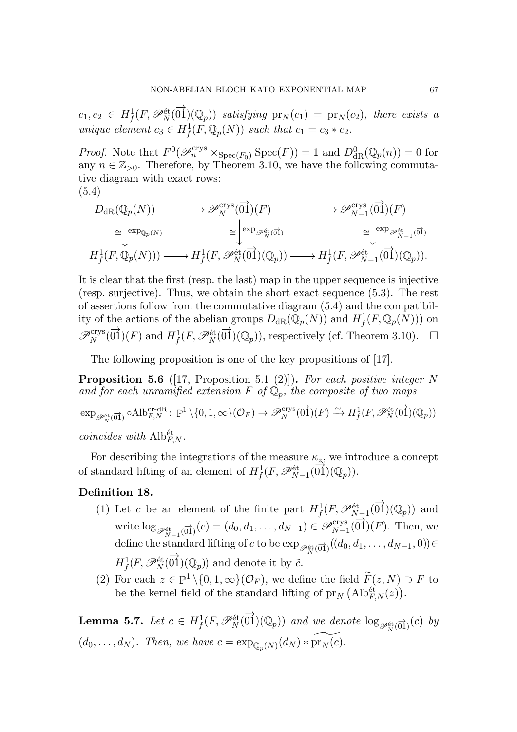$c_1, c_2 \in H^1_f(F, \mathscr{P}^{\text{ét}}_N(\overrightarrow{01})(\mathbb{Q}_p))$ *satisfying* $\text{pr}_N(c_1) = \text{pr}_N(c_2)$*, there exists a unique element* $c_3 \in H^1_f(F, \mathbb{Q}_p(N))$ *such that* $c_1 = c_3 * c_2$*.*

*Proof.* Note that $F^0(\mathscr{P}^{\text{crys}}_n \times_{\text{Spec}(F_0)} \text{Spec}(F)) = 1$ and $D^0_{\text{dR}}(\mathbb{Q}_p(n)) = 0$ for any $n \in \mathbb{Z}_{>0}$. Therefore, by Theorem 3.10, we have the following commutative diagram with exact rows:

(5.4)

$$\begin{array}{ccccc}
D_{\text{dR}}(\mathbb{Q}_p(N)) & \longrightarrow & \mathscr{P}^{\text{crys}}_N(\overrightarrow{01})(F) & \longrightarrow & \mathscr{P}^{\text{crys}}_{N-1}(\overrightarrow{01})(F) \\
\cong \Big\downarrow \exp_{\mathbb{Q}_p(N)} & & \cong \Big\downarrow \exp_{\mathscr{P}^{\text{ét}}_N(\overrightarrow{01})} & & \cong \Big\downarrow \exp_{\mathscr{P}^{\text{ét}}_{N-1}(\overrightarrow{01})} \\
H^1_f(F, \mathbb{Q}_p(N))) & \longrightarrow & H^1_f(F, \mathscr{P}^{\text{ét}}_N(\overrightarrow{01})(\mathbb{Q}_p)) & \longrightarrow & H^1_f(F, \mathscr{P}^{\text{ét}}_{N-1}(\overrightarrow{01})(\mathbb{Q}_p)).
\end{array}$$

It is clear that the first (resp. the last) map in the upper sequence is injective (resp. surjective). Thus, we obtain the short exact sequence (5.3). The rest of assertions follow from the commutative diagram (5.4) and the compatibility of the actions of the abelian groups $D_{\text{dR}}(\mathbb{Q}_p(N))$ and $H^1_f(F, \mathbb{Q}_p(N)))$ on $\mathscr{P}^{\text{crys}}_N(\overrightarrow{01})(F)$ and $H^1_f(F, \mathscr{P}^{\text{ét}}_N(\overrightarrow{01})(\mathbb{Q}_p))$, respectively (cf. Theorem 3.10). $\square$

The following proposition is one of the key propositions of [17].

**Proposition 5.6** ([17, Proposition 5.1 (2)])**.** *For each positive integer $N$ and for each unramified extension $F$ of $\mathbb{Q}_p$, the composite of two maps*

$$\exp_{\mathscr{P}^{\text{ét}}_N(\overrightarrow{01})} \circ \text{Alb}^{\text{cr-dR}}_{F,N} \colon \mathbb{P}^1 \setminus \{0, 1, \infty\}(\mathcal{O}_F) \to \mathscr{P}^{\text{crys}}_N(\overrightarrow{01})(F) \xrightarrow{\sim} H^1_f(F, \mathscr{P}^{\text{ét}}_N(\overrightarrow{01})(\mathbb{Q}_p))$$

*coincides with* $\text{Alb}^{\text{ét}}_{F,N}$*.*

For describing the integrations of the measure $\kappa_z$, we introduce a concept of standard lifting of an element of $H^1_f(F, \mathscr{P}^{\text{ét}}_{N-1}(\overrightarrow{01})(\mathbb{Q}_p))$.

**Definition 18.**

(1) Let $c$ be an element of the finite part $H^1_f(F, \mathscr{P}^{\text{ét}}_{N-1}(\overrightarrow{01})(\mathbb{Q}_p))$ and write $\log_{\mathscr{P}^{\text{ét}}_{N-1}(\overrightarrow{01})}(c) = (d_0, d_1, \ldots, d_{N-1}) \in \mathscr{P}^{\text{crys}}_{N-1}(\overrightarrow{01})(F)$. Then, we define the standard lifting of $c$ to be $\exp_{\mathscr{P}^{\text{ét}}_N(\overrightarrow{01})}((d_0, d_1, \ldots, d_{N-1}, 0)) \in H^1_f(F, \mathscr{P}^{\text{ét}}_N(\overrightarrow{01})(\mathbb{Q}_p))$ and denote it by $\tilde{c}$.

(2) For each $z \in \mathbb{P}^1 \setminus \{0, 1, \infty\}(\mathcal{O}_F)$, we define the field $\widetilde{F}(z, N) \supset F$ to be the kernel field of the standard lifting of $\text{pr}_N\left(\text{Alb}^{\text{ét}}_{F,N}(z)\right)$.

**Lemma 5.7.** *Let $c \in H^1_f(F, \mathscr{P}^{\text{ét}}_N(\overrightarrow{01})(\mathbb{Q}_p))$ and we denote $\log_{\mathscr{P}^{\text{ét}}_N(\overrightarrow{01})}(c)$ by $(d_0, \ldots, d_N)$. Then, we have $c = \exp_{\mathbb{Q}_p(N)}(d_N) * \widetilde{\text{pr}_N(c)}$.*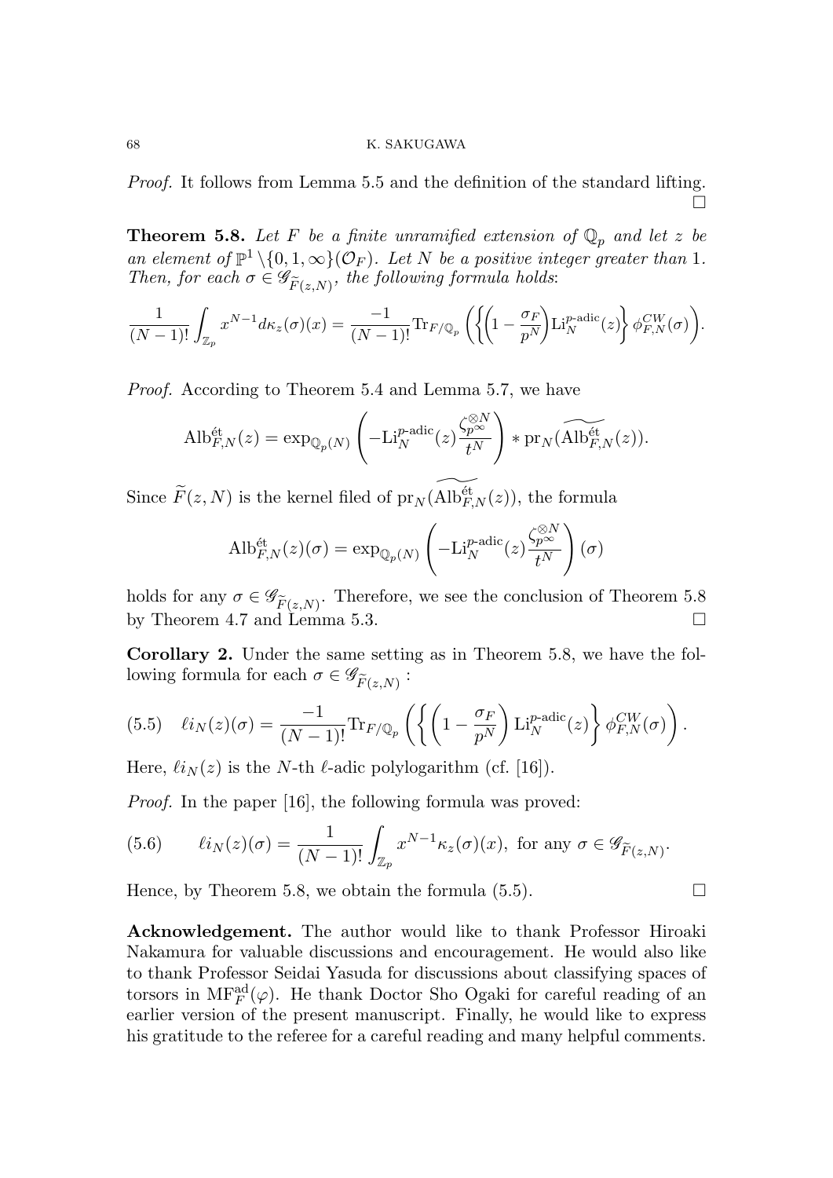*Proof.* It follows from Lemma 5.5 and the definition of the standard lifting. $\square$

**Theorem 5.8.** *Let $F$ be a finite unramified extension of $\mathbb{Q}_p$ and let $z$ be an element of $\mathbb{P}^1 \setminus \{0, 1, \infty\}(\mathcal{O}_F)$. Let $N$ be a positive integer greater than 1. Then, for each $\sigma \in \mathscr{G}_{\widetilde{F}(z,N)}$, the following formula holds*:

$$\frac{1}{(N-1)!}\int_{\mathbb{Z}_p} x^{N-1} d\kappa_z(\sigma)(x) = \frac{-1}{(N-1)!}\mathrm{Tr}_{F/\mathbb{Q}_p}\left(\left\{\left(1 - \frac{\sigma_F}{p^N}\right)\mathrm{Li}_N^{p\text{-adic}}(z)\right\}\phi_{F,N}^{CW}(\sigma)\right).$$

*Proof.* According to Theorem 5.4 and Lemma 5.7, we have

$$\mathrm{Alb}_{F,N}^{\text{ét}}(z) = \exp_{\mathbb{Q}_p(N)}\left(-\mathrm{Li}_N^{p\text{-adic}}(z)\frac{\zeta_{p^\infty}^{\otimes N}}{t^N}\right) * \mathrm{pr}_N(\widetilde{\mathrm{Alb}_{F,N}^{\text{ét}}}(z)).$$

Since $\widetilde{F}(z, N)$ is the kernel filed of $\mathrm{pr}_N(\widetilde{\mathrm{Alb}_{F,N}^{\text{ét}}}(z))$, the formula

$$\mathrm{Alb}_{F,N}^{\text{ét}}(z)(\sigma) = \exp_{\mathbb{Q}_p(N)}\left(-\mathrm{Li}_N^{p\text{-adic}}(z)\frac{\zeta_{p^\infty}^{\otimes N}}{t^N}\right)(\sigma)$$

holds for any $\sigma \in \mathscr{G}_{\widetilde{F}(z,N)}$. Therefore, we see the conclusion of Theorem 5.8 by Theorem 4.7 and Lemma 5.3. $\square$

**Corollary 2.** Under the same setting as in Theorem 5.8, we have the following formula for each $\sigma \in \mathscr{G}_{\widetilde{F}(z,N)}$ :

$$\ell i_N(z)(\sigma) = \frac{-1}{(N-1)!}\mathrm{Tr}_{F/\mathbb{Q}_p}\left(\left\{\left(1 - \frac{\sigma_F}{p^N}\right)\mathrm{Li}_N^{p\text{-adic}}(z)\right\}\phi_{F,N}^{CW}(\sigma)\right). \tag{5.5}$$

Here, $\ell i_N(z)$ is the $N$-th $\ell$-adic polylogarithm (cf. [16]).

*Proof.* In the paper [16], the following formula was proved:

$$\ell i_N(z)(\sigma) = \frac{1}{(N-1)!}\int_{\mathbb{Z}_p} x^{N-1}\kappa_z(\sigma)(x), \text{ for any } \sigma \in \mathscr{G}_{\widetilde{F}(z,N)}. \tag{5.6}$$

Hence, by Theorem 5.8, we obtain the formula (5.5). $\square$

**Acknowledgement.** The author would like to thank Professor Hiroaki Nakamura for valuable discussions and encouragement. He would also like to thank Professor Seidai Yasuda for discussions about classifying spaces of torsors in $\mathrm{MF}_F^{\mathrm{ad}}(\varphi)$. He thank Doctor Sho Ogaki for careful reading of an earlier version of the present manuscript. Finally, he would like to express his gratitude to the referee for a careful reading and many helpful comments.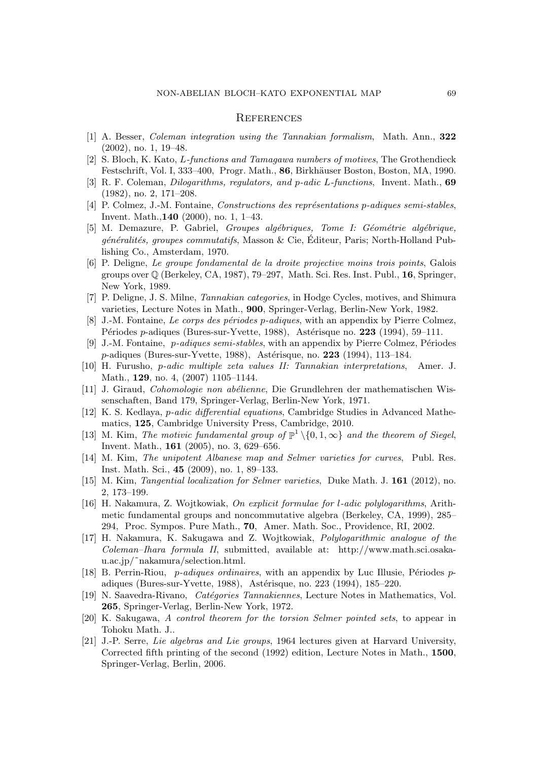## References

[1] A. Besser, *Coleman integration using the Tannakian formalism*, Math. Ann., **322** (2002), no. 1, 19–48.

[2] S. Bloch, K. Kato, *L-functions and Tamagawa numbers of motives*, The Grothendieck Festschrift, Vol. I, 333–400, Progr. Math., **86**, Birkhäuser Boston, Boston, MA, 1990.

[3] R. F. Coleman, *Dilogarithms, regulators, and p-adic L-functions*, Invent. Math., **69** (1982), no. 2, 171–208.

[4] P. Colmez, J.-M. Fontaine, *Constructions des représentations p-adiques semi-stables*, Invent. Math.,**140** (2000), no. 1, 1–43.

[5] M. Demazure, P. Gabriel, *Groupes algébriques, Tome I: Géométrie algébrique, généralités, groupes commutatifs*, Masson & Cie, Éditeur, Paris; North-Holland Publishing Co., Amsterdam, 1970.

[6] P. Deligne, *Le groupe fondamental de la droite projective moins trois points*, Galois groups over $\mathbb{Q}$ (Berkeley, CA, 1987), 79–297, Math. Sci. Res. Inst. Publ., **16**, Springer, New York, 1989.

[7] P. Deligne, J. S. Milne, *Tannakian categories*, in Hodge Cycles, motives, and Shimura varieties, Lecture Notes in Math., **900**, Springer-Verlag, Berlin-New York, 1982.

[8] J.-M. Fontaine, *Le corps des périodes p-adiques*, with an appendix by Pierre Colmez, Périodes $p$-adiques (Bures-sur-Yvette, 1988), Astérisque no. **223** (1994), 59–111.

[9] J.-M. Fontaine, *p-adiques semi-stables*, with an appendix by Pierre Colmez, Périodes $p$-adiques (Bures-sur-Yvette, 1988), Astérisque, no. **223** (1994), 113–184.

[10] H. Furusho, *p-adic multiple zeta values II: Tannakian interpretations*, Amer. J. Math., **129**, no. 4, (2007) 1105–1144.

[11] J. Giraud, *Cohomologie non abélienne*, Die Grundlehren der mathematischen Wissenschaften, Band 179, Springer-Verlag, Berlin-New York, 1971.

[12] K. S. Kedlaya, *p-adic differential equations*, Cambridge Studies in Advanced Mathematics, **125**, Cambridge University Press, Cambridge, 2010.

[13] M. Kim, *The motivic fundamental group of* $\mathbb{P}^1 \setminus \{0, 1, \infty\}$ *and the theorem of Siegel*, Invent. Math., **161** (2005), no. 3, 629–656.

[14] M. Kim, *The unipotent Albanese map and Selmer varieties for curves*, Publ. Res. Inst. Math. Sci., **45** (2009), no. 1, 89–133.

[15] M. Kim, *Tangential localization for Selmer varieties*, Duke Math. J. **161** (2012), no. 2, 173–199.

[16] H. Nakamura, Z. Wojtkowiak, *On explicit formulae for l-adic polylogarithms*, Arithmetic fundamental groups and noncommutative algebra (Berkeley, CA, 1999), 285–294, Proc. Sympos. Pure Math., **70**, Amer. Math. Soc., Providence, RI, 2002.

[17] H. Nakamura, K. Sakugawa and Z. Wojtkowiak, *Polylogarithmic analogue of the Coleman–Ihara formula II*, submitted, available at: http://www.math.sci.osaka-u.ac.jp/˜nakamura/selection.html.

[18] B. Perrin-Riou, *p-adiques ordinaires*, with an appendix by Luc Illusie, Périodes $p$-adiques (Bures-sur-Yvette, 1988), Astérisque, no. 223 (1994), 185–220.

[19] N. Saavedra-Rivano, *Catégories Tannakiennes*, Lecture Notes in Mathematics, Vol. **265**, Springer-Verlag, Berlin-New York, 1972.

[20] K. Sakugawa, *A control theorem for the torsion Selmer pointed sets*, to appear in Tohoku Math. J..

[21] J.-P. Serre, *Lie algebras and Lie groups*, 1964 lectures given at Harvard University, Corrected fifth printing of the second (1992) edition, Lecture Notes in Math., **1500**, Springer-Verlag, Berlin, 2006.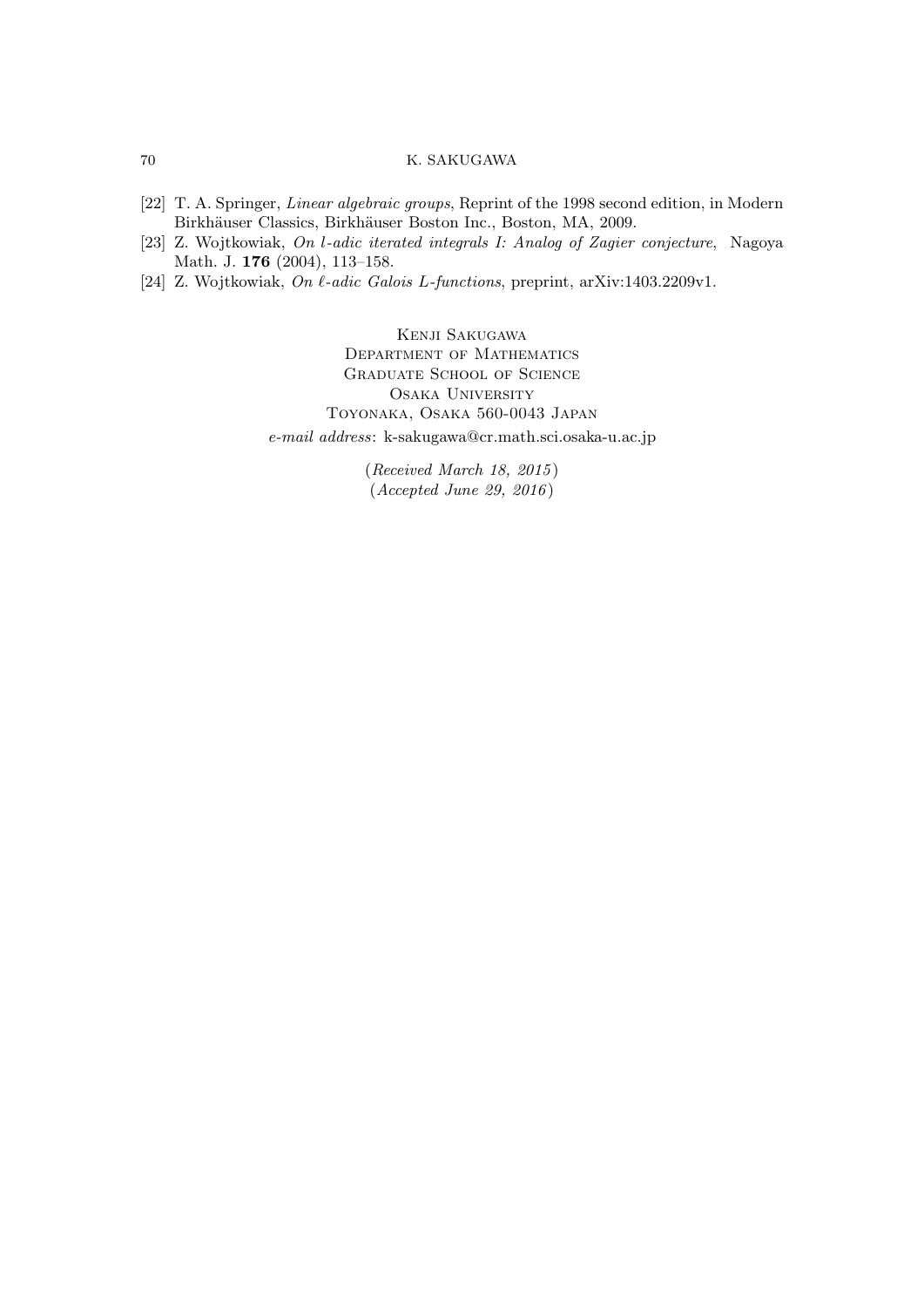[22] T. A. Springer, *Linear algebraic groups*, Reprint of the 1998 second edition, in Modern Birkhäuser Classics, Birkhäuser Boston Inc., Boston, MA, 2009.

[23] Z. Wojtkowiak, *On l-adic iterated integrals I: Analog of Zagier conjecture*, Nagoya Math. J. **176** (2004), 113–158.

[24] Z. Wojtkowiak, *On ℓ-adic Galois L-functions*, preprint, arXiv:1403.2209v1.

Kenji Sakugawa
Department of Mathematics
Graduate School of Science
Osaka University
Toyonaka, Osaka 560-0043 Japan
*e-mail address*: k-sakugawa@cr.math.sci.osaka-u.ac.jp

(*Received March 18, 2015*)
(*Accepted June 29, 2016*)